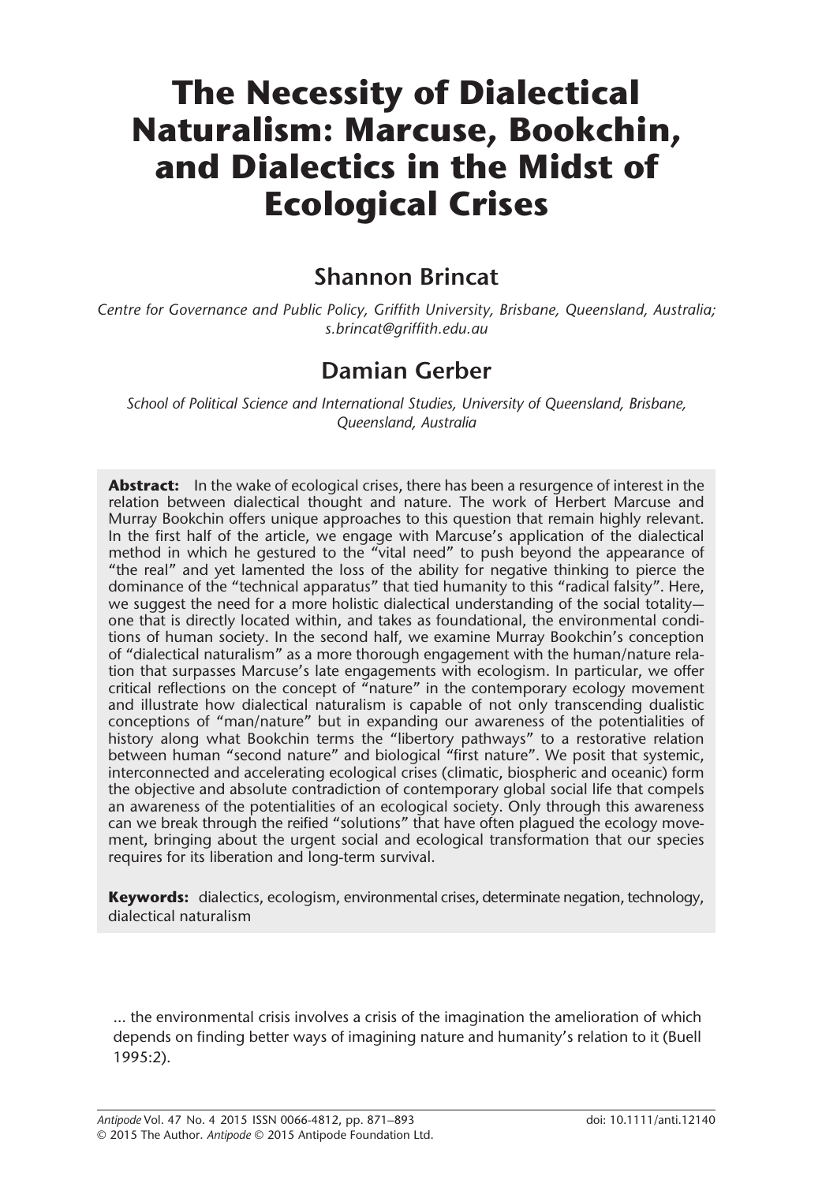# The Necessity of Dialectical Naturalism: Marcuse, Bookchin, and Dialectics in the Midst of Ecological Crises

## Shannon Brincat

*Centre for Governance and Public Policy, Griffith University, Brisbane, Queensland, Australia; s.brincat@griffith.edu.au*

## Damian Gerber

*School of Political Science and International Studies, University of Queensland, Brisbane, Queensland, Australia*

**Abstract:** In the wake of ecological crises, there has been a resurgence of interest in the relation between dialectical thought and nature. The work of Herbert Marcuse and Murray Bookchin offers unique approaches to this question that remain highly relevant. In the first half of the article, we engage with Marcuse's application of the dialectical method in which he gestured to the "vital need" to push beyond the appearance of "the real" and yet lamented the loss of the ability for negative thinking to pierce the dominance of the "technical apparatus" that tied humanity to this "radical falsity". Here, we suggest the need for a more holistic dialectical understanding of the social totality—one that is directly located within, and takes as foundational, the environmental conditions of human society. In the second half, we examine Murray Bookchin's conception of "dialectical naturalism" as a more thorough engagement with the human/nature relation that surpasses Marcuse's late engagements with ecologism. In particular, we offer critical reflections on the concept of "nature" in the contemporary ecology movement and illustrate how dialectical naturalism is capable of not only transcending dualistic conceptions of "man/nature" but in expanding our awareness of the potentialities of history along what Bookchin terms the "libertory pathways" to a restorative relation between human "second nature" and biological "first nature". We posit that systemic, interconnected and accelerating ecological crises (climatic, biospheric and oceanic) form the objective and absolute contradiction of contemporary global social life that compels an awareness of the potentialities of an ecological society. Only through this awareness can we break through the reified "solutions" that have often plagued the ecology movement, bringing about the urgent social and ecological transformation that our species requires for its liberation and long-term survival.

**Keywords:** dialectics, ecologism, environmental crises, determinate negation, technology, dialectical naturalism

... the environmental crisis involves a crisis of the imagination the amelioration of which depends on finding better ways of imagining nature and humanity's relation to it (Buell 1995:2).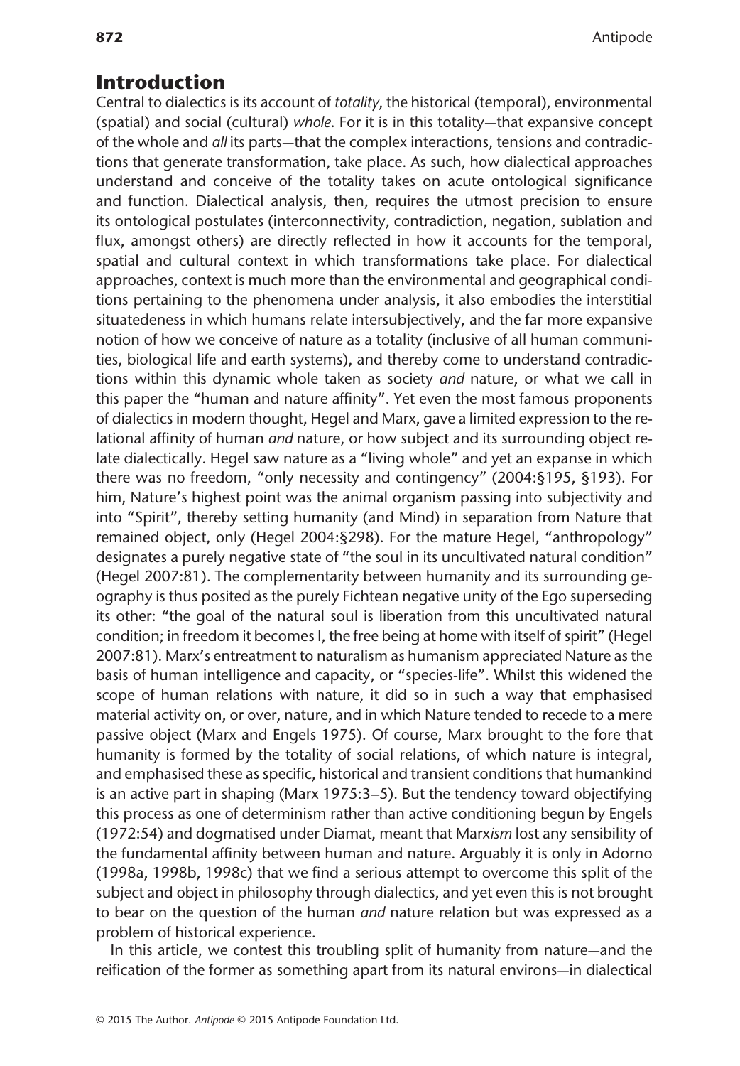## Introduction

Central to dialectics is its account of *totality*, the historical (temporal), environmental (spatial) and social (cultural) *whole*. For it is in this totality—that expansive concept of the whole and *all* its parts—that the complex interactions, tensions and contradictions that generate transformation, take place. As such, how dialectical approaches understand and conceive of the totality takes on acute ontological significance and function. Dialectical analysis, then, requires the utmost precision to ensure its ontological postulates (interconnectivity, contradiction, negation, sublation and flux, amongst others) are directly reflected in how it accounts for the temporal, spatial and cultural context in which transformations take place. For dialectical approaches, context is much more than the environmental and geographical conditions pertaining to the phenomena under analysis, it also embodies the interstitial situatedeness in which humans relate intersubjectively, and the far more expansive notion of how we conceive of nature as a totality (inclusive of all human communities, biological life and earth systems), and thereby come to understand contradictions within this dynamic whole taken as society *and* nature, or what we call in this paper the "human and nature affinity". Yet even the most famous proponents of dialectics in modern thought, Hegel and Marx, gave a limited expression to the relational affinity of human *and* nature, or how subject and its surrounding object relate dialectically. Hegel saw nature as a "living whole" and yet an expanse in which there was no freedom, "only necessity and contingency" (2004:§195, §193). For him, Nature's highest point was the animal organism passing into subjectivity and into "Spirit", thereby setting humanity (and Mind) in separation from Nature that remained object, only (Hegel 2004:§298). For the mature Hegel, "anthropology" designates a purely negative state of "the soul in its uncultivated natural condition" (Hegel 2007:81). The complementarity between humanity and its surrounding geography is thus posited as the purely Fichtean negative unity of the Ego superseding its other: "the goal of the natural soul is liberation from this uncultivated natural condition; in freedom it becomes I, the free being at home with itself of spirit" (Hegel 2007:81). Marx's entreatment to naturalism as humanism appreciated Nature as the basis of human intelligence and capacity, or "species-life". Whilst this widened the scope of human relations with nature, it did so in such a way that emphasised material activity on, or over, nature, and in which Nature tended to recede to a mere passive object (Marx and Engels 1975). Of course, Marx brought to the fore that humanity is formed by the totality of social relations, of which nature is integral, and emphasised these as specific, historical and transient conditions that humankind is an active part in shaping (Marx 1975:3–5). But the tendency toward objectifying this process as one of determinism rather than active conditioning begun by Engels (1972:54) and dogmatised under Diamat, meant that Marx*ism* lost any sensibility of the fundamental affinity between human and nature. Arguably it is only in Adorno (1998a, 1998b, 1998c) that we find a serious attempt to overcome this split of the subject and object in philosophy through dialectics, and yet even this is not brought to bear on the question of the human *and* nature relation but was expressed as a problem of historical experience.

In this article, we contest this troubling split of humanity from nature—and the reification of the former as something apart from its natural environs—in dialectical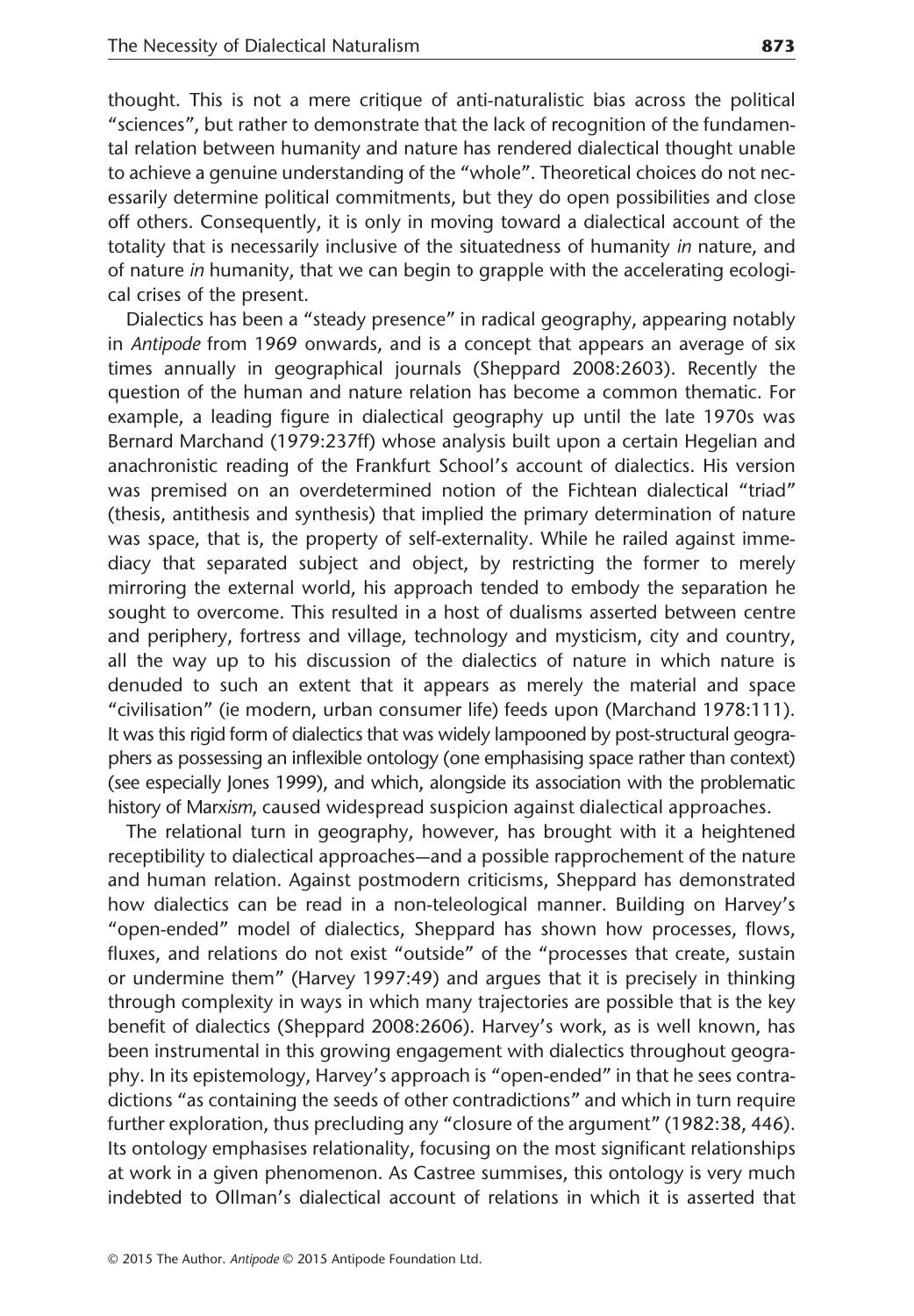thought. This is not a mere critique of anti-naturalistic bias across the political "sciences", but rather to demonstrate that the lack of recognition of the fundamental relation between humanity and nature has rendered dialectical thought unable to achieve a genuine understanding of the "whole". Theoretical choices do not necessarily determine political commitments, but they do open possibilities and close off others. Consequently, it is only in moving toward a dialectical account of the totality that is necessarily inclusive of the situatedness of humanity *in* nature, and of nature *in* humanity, that we can begin to grapple with the accelerating ecological crises of the present.

Dialectics has been a "steady presence" in radical geography, appearing notably in *Antipode* from 1969 onwards, and is a concept that appears an average of six times annually in geographical journals (Sheppard 2008:2603). Recently the question of the human and nature relation has become a common thematic. For example, a leading figure in dialectical geography up until the late 1970s was Bernard Marchand (1979:237ff) whose analysis built upon a certain Hegelian and anachronistic reading of the Frankfurt School's account of dialectics. His version was premised on an overdetermined notion of the Fichtean dialectical "triad" (thesis, antithesis and synthesis) that implied the primary determination of nature was space, that is, the property of self-externality. While he railed against immediacy that separated subject and object, by restricting the former to merely mirroring the external world, his approach tended to embody the separation he sought to overcome. This resulted in a host of dualisms asserted between centre and periphery, fortress and village, technology and mysticism, city and country, all the way up to his discussion of the dialectics of nature in which nature is denuded to such an extent that it appears as merely the material and space "civilisation" (ie modern, urban consumer life) feeds upon (Marchand 1978:111). It was this rigid form of dialectics that was widely lampooned by post-structural geographers as possessing an inflexible ontology (one emphasising space rather than context) (see especially Jones 1999), and which, alongside its association with the problematic history of Marx*ism*, caused widespread suspicion against dialectical approaches.

The relational turn in geography, however, has brought with it a heightened receptibility to dialectical approaches—and a possible rapprochement of the nature and human relation. Against postmodern criticisms, Sheppard has demonstrated how dialectics can be read in a non-teleological manner. Building on Harvey's "open-ended" model of dialectics, Sheppard has shown how processes, flows, fluxes, and relations do not exist "outside" of the "processes that create, sustain or undermine them" (Harvey 1997:49) and argues that it is precisely in thinking through complexity in ways in which many trajectories are possible that is the key benefit of dialectics (Sheppard 2008:2606). Harvey's work, as is well known, has been instrumental in this growing engagement with dialectics throughout geography. In its epistemology, Harvey's approach is "open-ended" in that he sees contradictions "as containing the seeds of other contradictions" and which in turn require further exploration, thus precluding any "closure of the argument" (1982:38, 446). Its ontology emphasises relationality, focusing on the most significant relationships at work in a given phenomenon. As Castree summises, this ontology is very much indebted to Ollman's dialectical account of relations in which it is asserted that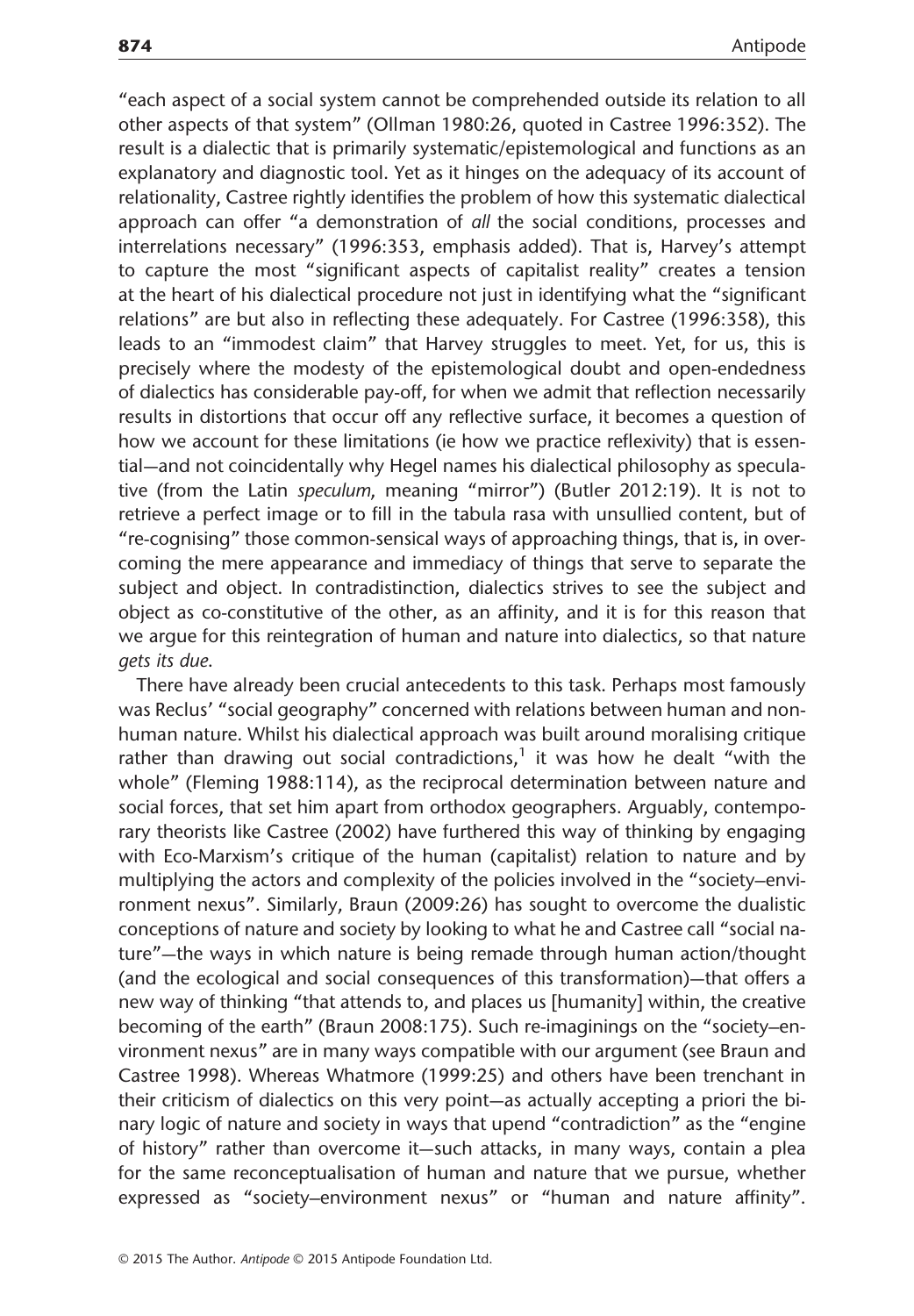"each aspect of a social system cannot be comprehended outside its relation to all other aspects of that system" (Ollman 1980:26, quoted in Castree 1996:352). The result is a dialectic that is primarily systematic/epistemological and functions as an explanatory and diagnostic tool. Yet as it hinges on the adequacy of its account of relationality, Castree rightly identifies the problem of how this systematic dialectical approach can offer "a demonstration of *all* the social conditions, processes and interrelations necessary" (1996:353, emphasis added). That is, Harvey's attempt to capture the most "significant aspects of capitalist reality" creates a tension at the heart of his dialectical procedure not just in identifying what the "significant relations" are but also in reflecting these adequately. For Castree (1996:358), this leads to an "immodest claim" that Harvey struggles to meet. Yet, for us, this is precisely where the modesty of the epistemological doubt and open-endedness of dialectics has considerable pay-off, for when we admit that reflection necessarily results in distortions that occur off any reflective surface, it becomes a question of how we account for these limitations (ie how we practice reflexivity) that is essential—and not coincidentally why Hegel names his dialectical philosophy as speculative (from the Latin *speculum*, meaning "mirror") (Butler 2012:19). It is not to retrieve a perfect image or to fill in the tabula rasa with unsullied content, but of "re-cognising" those common-sensical ways of approaching things, that is, in overcoming the mere appearance and immediacy of things that serve to separate the subject and object. In contradistinction, dialectics strives to see the subject and object as co-constitutive of the other, as an affinity, and it is for this reason that we argue for this reintegration of human and nature into dialectics, so that nature *gets its due*.

There have already been crucial antecedents to this task. Perhaps most famously was Reclus' "social geography" concerned with relations between human and non-human nature. Whilst his dialectical approach was built around moralising critique rather than drawing out social contradictions,[1] it was how he dealt "with the whole" (Fleming 1988:114), as the reciprocal determination between nature and social forces, that set him apart from orthodox geographers. Arguably, contemporary theorists like Castree (2002) have furthered this way of thinking by engaging with Eco-Marxism's critique of the human (capitalist) relation to nature and by multiplying the actors and complexity of the policies involved in the "society–environment nexus". Similarly, Braun (2009:26) has sought to overcome the dualistic conceptions of nature and society by looking to what he and Castree call "social nature"—the ways in which nature is being remade through human action/thought (and the ecological and social consequences of this transformation)—that offers a new way of thinking "that attends to, and places us [humanity] within, the creative becoming of the earth" (Braun 2008:175). Such re-imaginings on the "society–environment nexus" are in many ways compatible with our argument (see Braun and Castree 1998). Whereas Whatmore (1999:25) and others have been trenchant in their criticism of dialectics on this very point—as actually accepting a priori the binary logic of nature and society in ways that upend "contradiction" as the "engine of history" rather than overcome it—such attacks, in many ways, contain a plea for the same reconceptualisation of human and nature that we pursue, whether expressed as "society–environment nexus" or "human and nature affinity".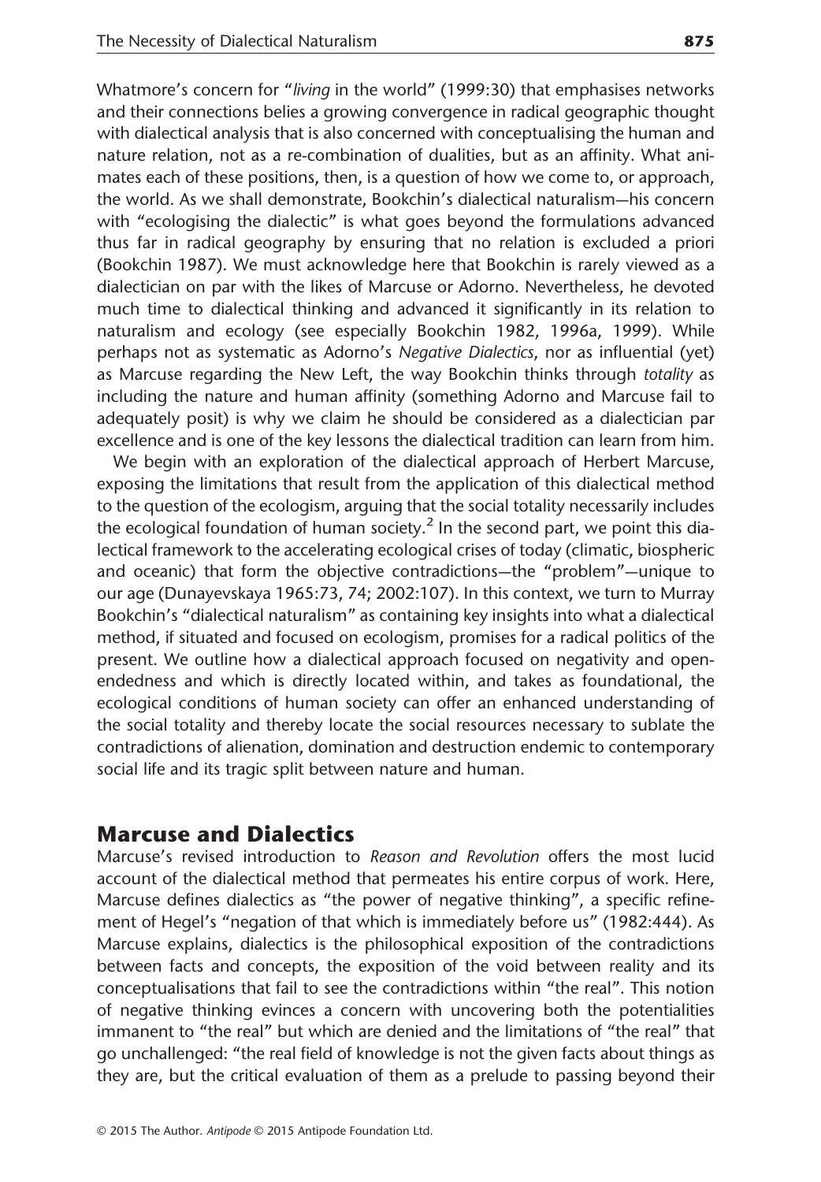Whatmore's concern for "*living* in the world" (1999:30) that emphasises networks and their connections belies a growing convergence in radical geographic thought with dialectical analysis that is also concerned with conceptualising the human and nature relation, not as a re-combination of dualities, but as an affinity. What animates each of these positions, then, is a question of how we come to, or approach, the world. As we shall demonstrate, Bookchin's dialectical naturalism—his concern with "ecologising the dialectic" is what goes beyond the formulations advanced thus far in radical geography by ensuring that no relation is excluded a priori (Bookchin 1987). We must acknowledge here that Bookchin is rarely viewed as a dialectician on par with the likes of Marcuse or Adorno. Nevertheless, he devoted much time to dialectical thinking and advanced it significantly in its relation to naturalism and ecology (see especially Bookchin 1982, 1996a, 1999). While perhaps not as systematic as Adorno's *Negative Dialectics*, nor as influential (yet) as Marcuse regarding the New Left, the way Bookchin thinks through *totality* as including the nature and human affinity (something Adorno and Marcuse fail to adequately posit) is why we claim he should be considered as a dialectician par excellence and is one of the key lessons the dialectical tradition can learn from him.

We begin with an exploration of the dialectical approach of Herbert Marcuse, exposing the limitations that result from the application of this dialectical method to the question of the ecologism, arguing that the social totality necessarily includes the ecological foundation of human society.[2] In the second part, we point this dialectical framework to the accelerating ecological crises of today (climatic, biospheric and oceanic) that form the objective contradictions—the "problem"—unique to our age (Dunayevskaya 1965:73, 74; 2002:107). In this context, we turn to Murray Bookchin's "dialectical naturalism" as containing key insights into what a dialectical method, if situated and focused on ecologism, promises for a radical politics of the present. We outline how a dialectical approach focused on negativity and open-endedness and which is directly located within, and takes as foundational, the ecological conditions of human society can offer an enhanced understanding of the social totality and thereby locate the social resources necessary to sublate the contradictions of alienation, domination and destruction endemic to contemporary social life and its tragic split between nature and human.

## Marcuse and Dialectics

Marcuse's revised introduction to *Reason and Revolution* offers the most lucid account of the dialectical method that permeates his entire corpus of work. Here, Marcuse defines dialectics as "the power of negative thinking", a specific refinement of Hegel's "negation of that which is immediately before us" (1982:444). As Marcuse explains, dialectics is the philosophical exposition of the contradictions between facts and concepts, the exposition of the void between reality and its conceptualisations that fail to see the contradictions within "the real". This notion of negative thinking evinces a concern with uncovering both the potentialities immanent to "the real" but which are denied and the limitations of "the real" that go unchallenged: "the real field of knowledge is not the given facts about things as they are, but the critical evaluation of them as a prelude to passing beyond their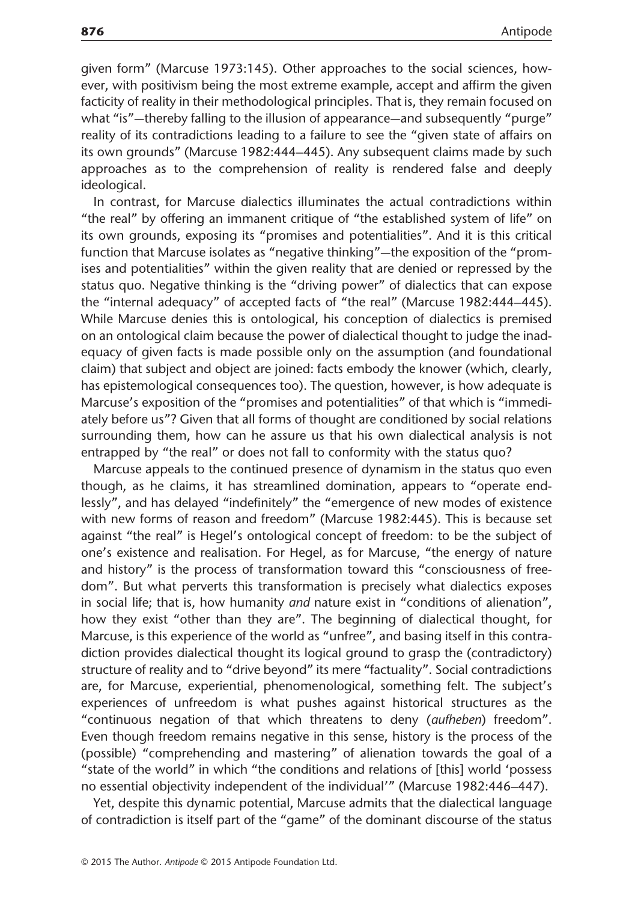given form" (Marcuse 1973:145). Other approaches to the social sciences, however, with positivism being the most extreme example, accept and affirm the given facticity of reality in their methodological principles. That is, they remain focused on what "is"—thereby falling to the illusion of appearance—and subsequently "purge" reality of its contradictions leading to a failure to see the "given state of affairs on its own grounds" (Marcuse 1982:444–445). Any subsequent claims made by such approaches as to the comprehension of reality is rendered false and deeply ideological.

In contrast, for Marcuse dialectics illuminates the actual contradictions within "the real" by offering an immanent critique of "the established system of life" on its own grounds, exposing its "promises and potentialities". And it is this critical function that Marcuse isolates as "negative thinking"—the exposition of the "promises and potentialities" within the given reality that are denied or repressed by the status quo. Negative thinking is the "driving power" of dialectics that can expose the "internal adequacy" of accepted facts of "the real" (Marcuse 1982:444–445). While Marcuse denies this is ontological, his conception of dialectics is premised on an ontological claim because the power of dialectical thought to judge the inadequacy of given facts is made possible only on the assumption (and foundational claim) that subject and object are joined: facts embody the knower (which, clearly, has epistemological consequences too). The question, however, is how adequate is Marcuse's exposition of the "promises and potentialities" of that which is "immediately before us"? Given that all forms of thought are conditioned by social relations surrounding them, how can he assure us that his own dialectical analysis is not entrapped by "the real" or does not fall to conformity with the status quo?

Marcuse appeals to the continued presence of dynamism in the status quo even though, as he claims, it has streamlined domination, appears to "operate endlessly", and has delayed "indefinitely" the "emergence of new modes of existence with new forms of reason and freedom" (Marcuse 1982:445). This is because set against "the real" is Hegel's ontological concept of freedom: to be the subject of one's existence and realisation. For Hegel, as for Marcuse, "the energy of nature and history" is the process of transformation toward this "consciousness of freedom". But what perverts this transformation is precisely what dialectics exposes in social life; that is, how humanity *and* nature exist in "conditions of alienation", how they exist "other than they are". The beginning of dialectical thought, for Marcuse, is this experience of the world as "unfree", and basing itself in this contradiction provides dialectical thought its logical ground to grasp the (contradictory) structure of reality and to "drive beyond" its mere "factuality". Social contradictions are, for Marcuse, experiential, phenomenological, something felt. The subject's experiences of unfreedom is what pushes against historical structures as the "continuous negation of that which threatens to deny (*aufheben*) freedom". Even though freedom remains negative in this sense, history is the process of the (possible) "comprehending and mastering" of alienation towards the goal of a "state of the world" in which "the conditions and relations of [this] world 'possess no essential objectivity independent of the individual'" (Marcuse 1982:446–447).

Yet, despite this dynamic potential, Marcuse admits that the dialectical language of contradiction is itself part of the "game" of the dominant discourse of the status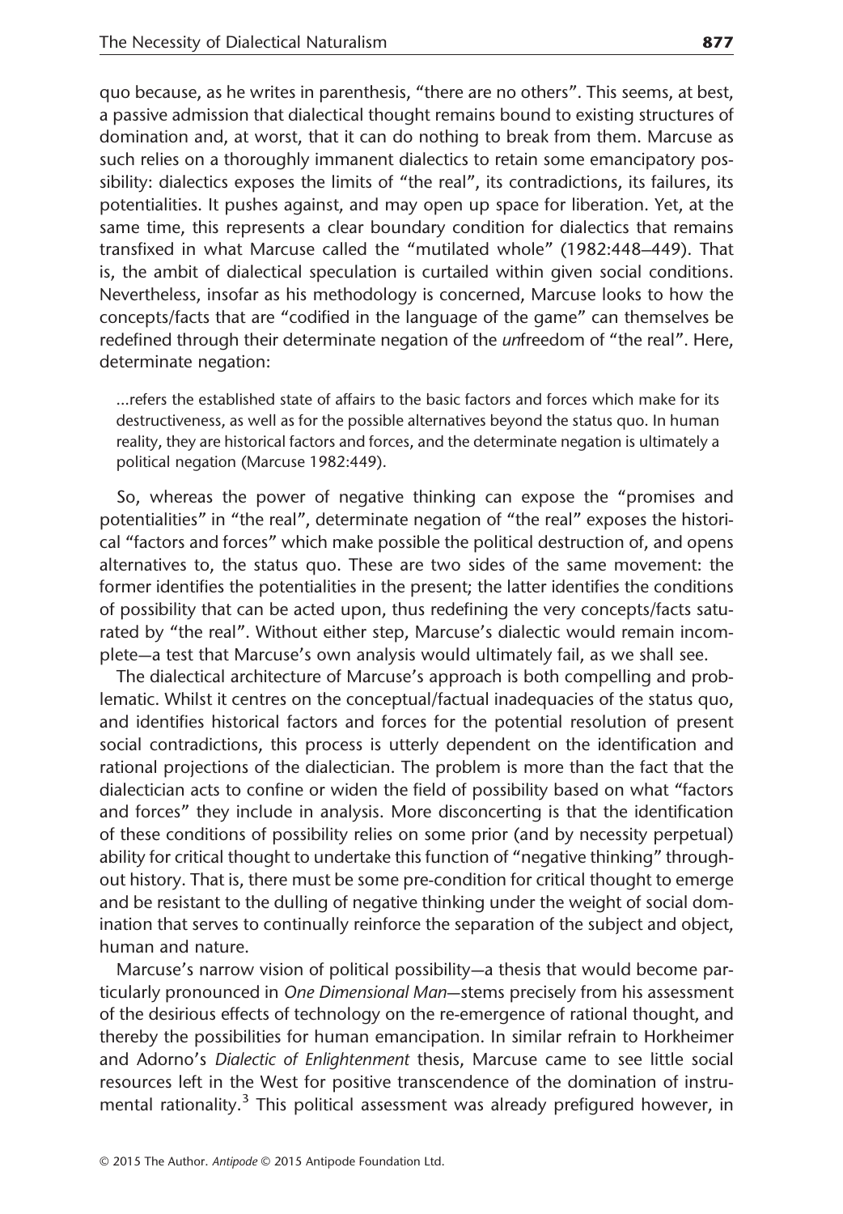quo because, as he writes in parenthesis, "there are no others". This seems, at best, a passive admission that dialectical thought remains bound to existing structures of domination and, at worst, that it can do nothing to break from them. Marcuse as such relies on a thoroughly immanent dialectics to retain some emancipatory possibility: dialectics exposes the limits of "the real", its contradictions, its failures, its potentialities. It pushes against, and may open up space for liberation. Yet, at the same time, this represents a clear boundary condition for dialectics that remains transfixed in what Marcuse called the "mutilated whole" (1982:448–449). That is, the ambit of dialectical speculation is curtailed within given social conditions. Nevertheless, insofar as his methodology is concerned, Marcuse looks to how the concepts/facts that are "codified in the language of the game" can themselves be redefined through their determinate negation of the *un*freedom of "the real". Here, determinate negation:

> ...refers the established state of affairs to the basic factors and forces which make for its destructiveness, as well as for the possible alternatives beyond the status quo. In human reality, they are historical factors and forces, and the determinate negation is ultimately a political negation (Marcuse 1982:449).

So, whereas the power of negative thinking can expose the "promises and potentialities" in "the real", determinate negation of "the real" exposes the historical "factors and forces" which make possible the political destruction of, and opens alternatives to, the status quo. These are two sides of the same movement: the former identifies the potentialities in the present; the latter identifies the conditions of possibility that can be acted upon, thus redefining the very concepts/facts saturated by "the real". Without either step, Marcuse's dialectic would remain incomplete—a test that Marcuse's own analysis would ultimately fail, as we shall see.

The dialectical architecture of Marcuse's approach is both compelling and problematic. Whilst it centres on the conceptual/factual inadequacies of the status quo, and identifies historical factors and forces for the potential resolution of present social contradictions, this process is utterly dependent on the identification and rational projections of the dialectician. The problem is more than the fact that the dialectician acts to confine or widen the field of possibility based on what "factors and forces" they include in analysis. More disconcerting is that the identification of these conditions of possibility relies on some prior (and by necessity perpetual) ability for critical thought to undertake this function of "negative thinking" throughout history. That is, there must be some pre-condition for critical thought to emerge and be resistant to the dulling of negative thinking under the weight of social domination that serves to continually reinforce the separation of the subject and object, human and nature.

Marcuse's narrow vision of political possibility—a thesis that would become particularly pronounced in *One Dimensional Man*—stems precisely from his assessment of the desirious effects of technology on the re-emergence of rational thought, and thereby the possibilities for human emancipation. In similar refrain to Horkheimer and Adorno's *Dialectic of Enlightenment* thesis, Marcuse came to see little social resources left in the West for positive transcendence of the domination of instrumental rationality.[3] This political assessment was already prefigured however, in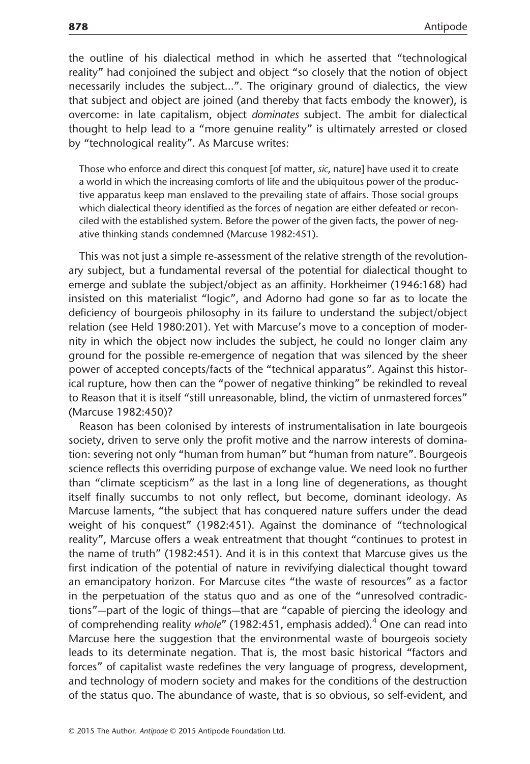the outline of his dialectical method in which he asserted that "technological reality" had conjoined the subject and object "so closely that the notion of object necessarily includes the subject...". The originary ground of dialectics, the view that subject and object are joined (and thereby that facts embody the knower), is overcome: in late capitalism, object *dominates* subject. The ambit for dialectical thought to help lead to a "more genuine reality" is ultimately arrested or closed by "technological reality". As Marcuse writes:

> Those who enforce and direct this conquest [of matter, *sic*, nature] have used it to create a world in which the increasing comforts of life and the ubiquitous power of the productive apparatus keep man enslaved to the prevailing state of affairs. Those social groups which dialectical theory identified as the forces of negation are either defeated or reconciled with the established system. Before the power of the given facts, the power of negative thinking stands condemned (Marcuse 1982:451).

This was not just a simple re-assessment of the relative strength of the revolutionary subject, but a fundamental reversal of the potential for dialectical thought to emerge and sublate the subject/object as an affinity. Horkheimer (1946:168) had insisted on this materialist "logic", and Adorno had gone so far as to locate the deficiency of bourgeois philosophy in its failure to understand the subject/object relation (see Held 1980:201). Yet with Marcuse's move to a conception of modernity in which the object now includes the subject, he could no longer claim any ground for the possible re-emergence of negation that was silenced by the sheer power of accepted concepts/facts of the "technical apparatus". Against this historical rupture, how then can the "power of negative thinking" be rekindled to reveal to Reason that it is itself "still unreasonable, blind, the victim of unmastered forces" (Marcuse 1982:450)?

Reason has been colonised by interests of instrumentalisation in late bourgeois society, driven to serve only the profit motive and the narrow interests of domination: severing not only "human from human" but "human from nature". Bourgeois science reflects this overriding purpose of exchange value. We need look no further than "climate scepticism" as the last in a long line of degenerations, as thought itself finally succumbs to not only reflect, but become, dominant ideology. As Marcuse laments, "the subject that has conquered nature suffers under the dead weight of his conquest" (1982:451). Against the dominance of "technological reality", Marcuse offers a weak entreatment that thought "continues to protest in the name of truth" (1982:451). And it is in this context that Marcuse gives us the first indication of the potential of nature in revivifying dialectical thought toward an emancipatory horizon. For Marcuse cites "the waste of resources" as a factor in the perpetuation of the status quo and as one of the "unresolved contradictions"—part of the logic of things—that are "capable of piercing the ideology and of comprehending reality *whole*" (1982:451, emphasis added).[4] One can read into Marcuse here the suggestion that the environmental waste of bourgeois society leads to its determinate negation. That is, the most basic historical "factors and forces" of capitalist waste redefines the very language of progress, development, and technology of modern society and makes for the conditions of the destruction of the status quo. The abundance of waste, that is so obvious, so self-evident, and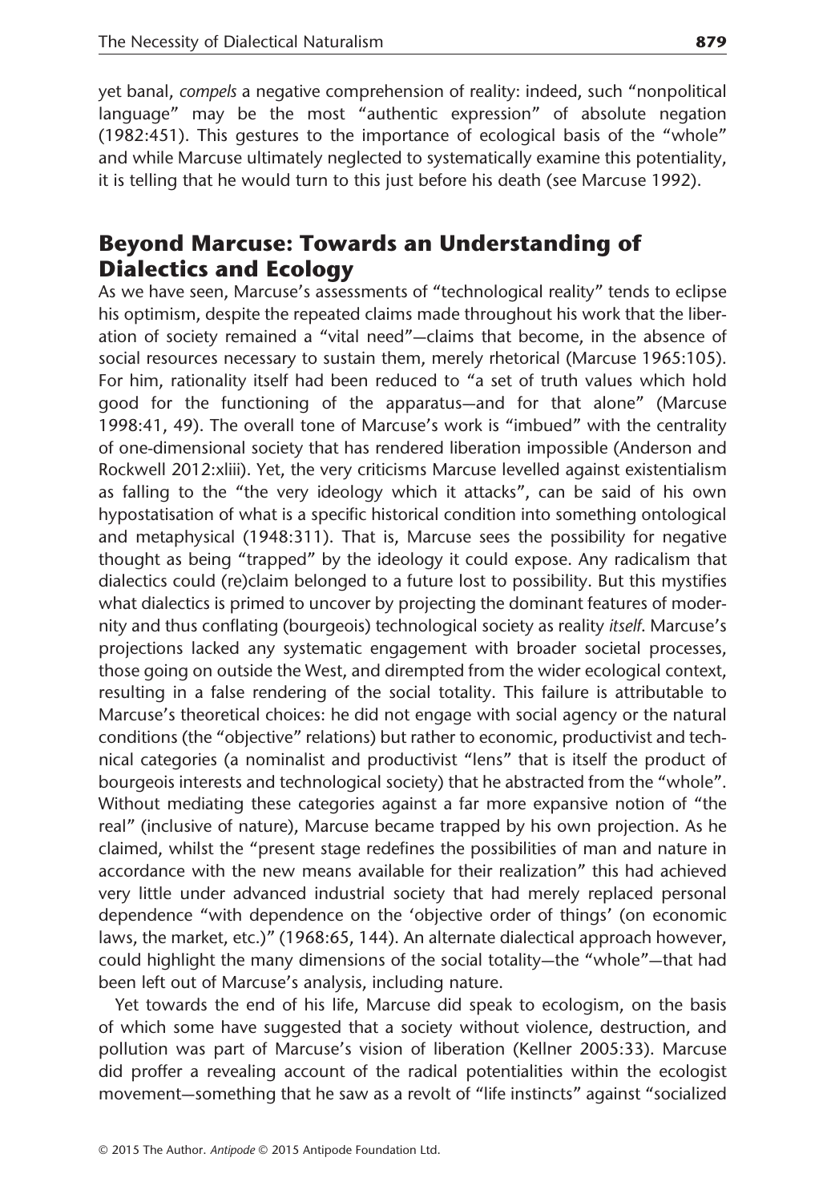yet banal, *compels* a negative comprehension of reality: indeed, such "nonpolitical language" may be the most "authentic expression" of absolute negation (1982:451). This gestures to the importance of ecological basis of the "whole" and while Marcuse ultimately neglected to systematically examine this potentiality, it is telling that he would turn to this just before his death (see Marcuse 1992).

## Beyond Marcuse: Towards an Understanding of Dialectics and Ecology

As we have seen, Marcuse's assessments of "technological reality" tends to eclipse his optimism, despite the repeated claims made throughout his work that the liberation of society remained a "vital need"—claims that become, in the absence of social resources necessary to sustain them, merely rhetorical (Marcuse 1965:105). For him, rationality itself had been reduced to "a set of truth values which hold good for the functioning of the apparatus—and for that alone" (Marcuse 1998:41, 49). The overall tone of Marcuse's work is "imbued" with the centrality of one-dimensional society that has rendered liberation impossible (Anderson and Rockwell 2012:xliii). Yet, the very criticisms Marcuse levelled against existentialism as falling to the "the very ideology which it attacks", can be said of his own hypostatisation of what is a specific historical condition into something ontological and metaphysical (1948:311). That is, Marcuse sees the possibility for negative thought as being "trapped" by the ideology it could expose. Any radicalism that dialectics could (re)claim belonged to a future lost to possibility. But this mystifies what dialectics is primed to uncover by projecting the dominant features of modernity and thus conflating (bourgeois) technological society as reality *itself*. Marcuse's projections lacked any systematic engagement with broader societal processes, those going on outside the West, and dirempted from the wider ecological context, resulting in a false rendering of the social totality. This failure is attributable to Marcuse's theoretical choices: he did not engage with social agency or the natural conditions (the "objective" relations) but rather to economic, productivist and technical categories (a nominalist and productivist "lens" that is itself the product of bourgeois interests and technological society) that he abstracted from the "whole". Without mediating these categories against a far more expansive notion of "the real" (inclusive of nature), Marcuse became trapped by his own projection. As he claimed, whilst the "present stage redefines the possibilities of man and nature in accordance with the new means available for their realization" this had achieved very little under advanced industrial society that had merely replaced personal dependence "with dependence on the 'objective order of things' (on economic laws, the market, etc.)" (1968:65, 144). An alternate dialectical approach however, could highlight the many dimensions of the social totality—the "whole"—that had been left out of Marcuse's analysis, including nature.

Yet towards the end of his life, Marcuse did speak to ecologism, on the basis of which some have suggested that a society without violence, destruction, and pollution was part of Marcuse's vision of liberation (Kellner 2005:33). Marcuse did proffer a revealing account of the radical potentialities within the ecologist movement—something that he saw as a revolt of "life instincts" against "socialized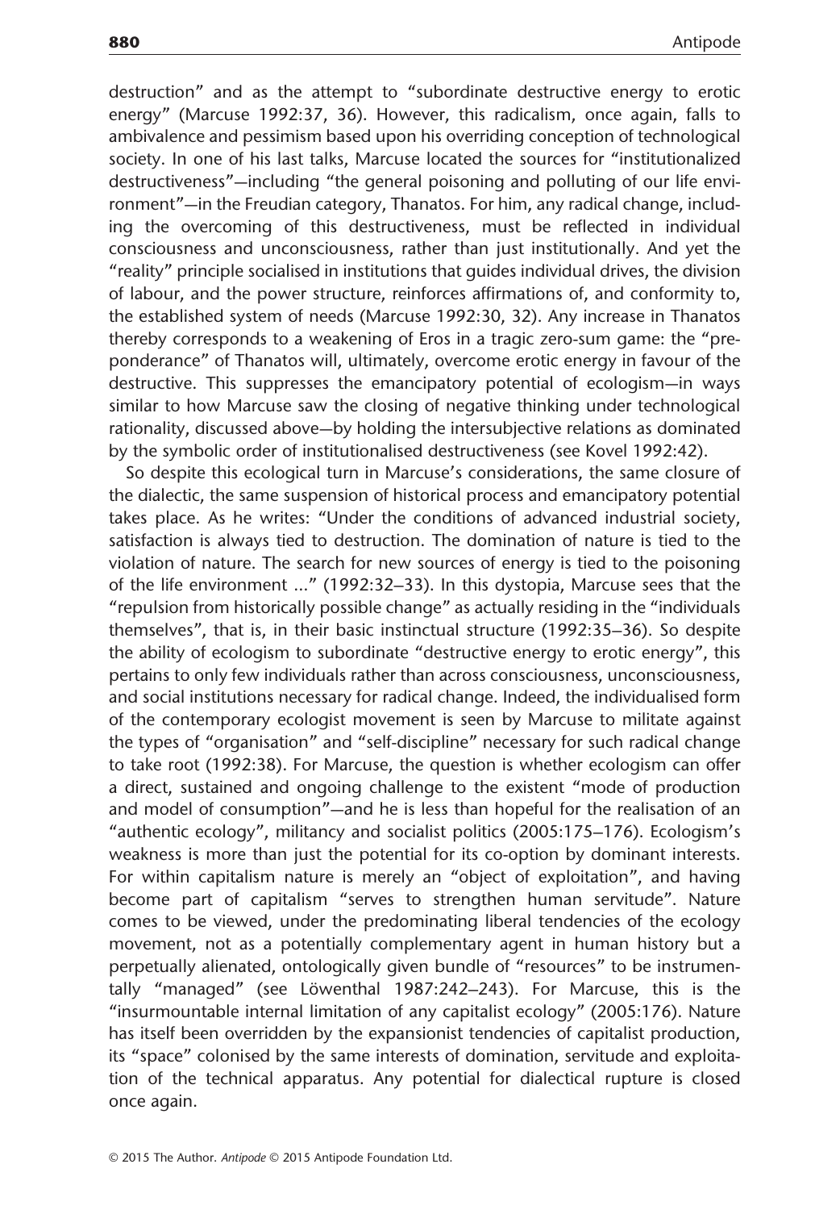destruction" and as the attempt to "subordinate destructive energy to erotic energy" (Marcuse 1992:37, 36). However, this radicalism, once again, falls to ambivalence and pessimism based upon his overriding conception of technological society. In one of his last talks, Marcuse located the sources for "institutionalized destructiveness"—including "the general poisoning and polluting of our life environment"—in the Freudian category, Thanatos. For him, any radical change, including the overcoming of this destructiveness, must be reflected in individual consciousness and unconsciousness, rather than just institutionally. And yet the "reality" principle socialised in institutions that guides individual drives, the division of labour, and the power structure, reinforces affirmations of, and conformity to, the established system of needs (Marcuse 1992:30, 32). Any increase in Thanatos thereby corresponds to a weakening of Eros in a tragic zero-sum game: the "preponderance" of Thanatos will, ultimately, overcome erotic energy in favour of the destructive. This suppresses the emancipatory potential of ecologism—in ways similar to how Marcuse saw the closing of negative thinking under technological rationality, discussed above—by holding the intersubjective relations as dominated by the symbolic order of institutionalised destructiveness (see Kovel 1992:42).

So despite this ecological turn in Marcuse's considerations, the same closure of the dialectic, the same suspension of historical process and emancipatory potential takes place. As he writes: "Under the conditions of advanced industrial society, satisfaction is always tied to destruction. The domination of nature is tied to the violation of nature. The search for new sources of energy is tied to the poisoning of the life environment ..." (1992:32–33). In this dystopia, Marcuse sees that the "repulsion from historically possible change" as actually residing in the "individuals themselves", that is, in their basic instinctual structure (1992:35–36). So despite the ability of ecologism to subordinate "destructive energy to erotic energy", this pertains to only few individuals rather than across consciousness, unconsciousness, and social institutions necessary for radical change. Indeed, the individualised form of the contemporary ecologist movement is seen by Marcuse to militate against the types of "organisation" and "self-discipline" necessary for such radical change to take root (1992:38). For Marcuse, the question is whether ecologism can offer a direct, sustained and ongoing challenge to the existent "mode of production and model of consumption"—and he is less than hopeful for the realisation of an "authentic ecology", militancy and socialist politics (2005:175–176). Ecologism's weakness is more than just the potential for its co-option by dominant interests. For within capitalism nature is merely an "object of exploitation", and having become part of capitalism "serves to strengthen human servitude". Nature comes to be viewed, under the predominating liberal tendencies of the ecology movement, not as a potentially complementary agent in human history but a perpetually alienated, ontologically given bundle of "resources" to be instrumentally "managed" (see Löwenthal 1987:242–243). For Marcuse, this is the "insurmountable internal limitation of any capitalist ecology" (2005:176). Nature has itself been overridden by the expansionist tendencies of capitalist production, its "space" colonised by the same interests of domination, servitude and exploitation of the technical apparatus. Any potential for dialectical rupture is closed once again.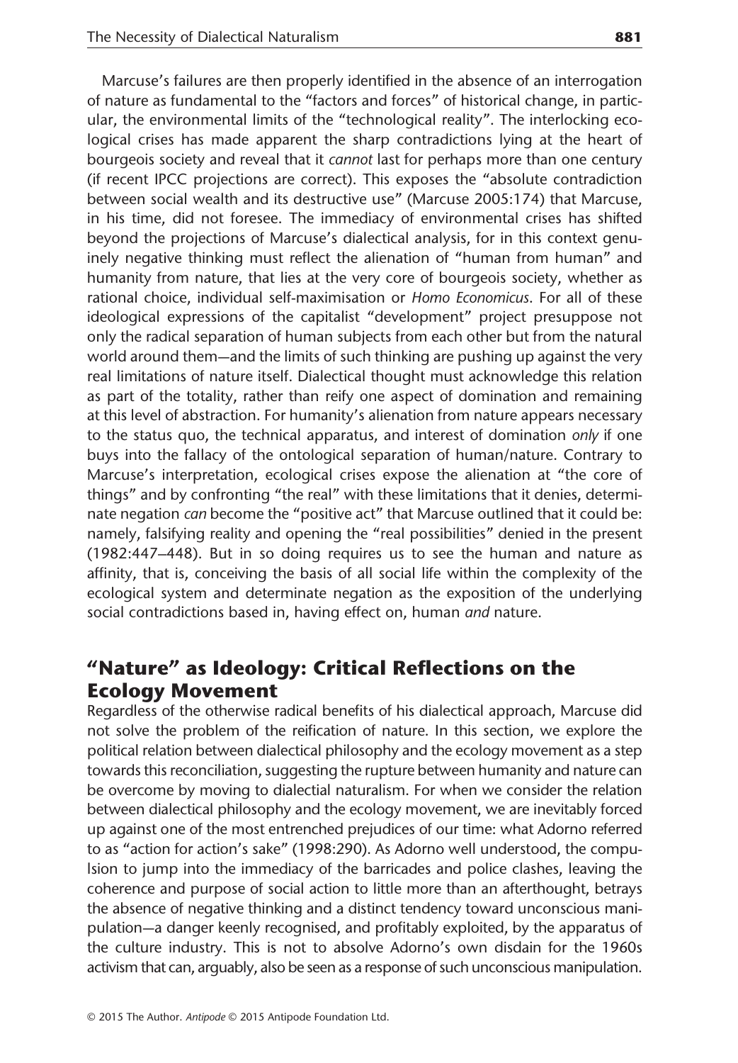Marcuse's failures are then properly identified in the absence of an interrogation of nature as fundamental to the "factors and forces" of historical change, in particular, the environmental limits of the "technological reality". The interlocking ecological crises has made apparent the sharp contradictions lying at the heart of bourgeois society and reveal that it *cannot* last for perhaps more than one century (if recent IPCC projections are correct). This exposes the "absolute contradiction between social wealth and its destructive use" (Marcuse 2005:174) that Marcuse, in his time, did not foresee. The immediacy of environmental crises has shifted beyond the projections of Marcuse's dialectical analysis, for in this context genuinely negative thinking must reflect the alienation of "human from human" and humanity from nature, that lies at the very core of bourgeois society, whether as rational choice, individual self-maximisation or *Homo Economicus*. For all of these ideological expressions of the capitalist "development" project presuppose not only the radical separation of human subjects from each other but from the natural world around them—and the limits of such thinking are pushing up against the very real limitations of nature itself. Dialectical thought must acknowledge this relation as part of the totality, rather than reify one aspect of domination and remaining at this level of abstraction. For humanity's alienation from nature appears necessary to the status quo, the technical apparatus, and interest of domination *only* if one buys into the fallacy of the ontological separation of human/nature. Contrary to Marcuse's interpretation, ecological crises expose the alienation at "the core of things" and by confronting "the real" with these limitations that it denies, determinate negation *can* become the "positive act" that Marcuse outlined that it could be: namely, falsifying reality and opening the "real possibilities" denied in the present (1982:447–448). But in so doing requires us to see the human and nature as affinity, that is, conceiving the basis of all social life within the complexity of the ecological system and determinate negation as the exposition of the underlying social contradictions based in, having effect on, human *and* nature.

## "Nature" as Ideology: Critical Reflections on the Ecology Movement

Regardless of the otherwise radical benefits of his dialectical approach, Marcuse did not solve the problem of the reification of nature. In this section, we explore the political relation between dialectical philosophy and the ecology movement as a step towards this reconciliation, suggesting the rupture between humanity and nature can be overcome by moving to dialectial naturalism. For when we consider the relation between dialectical philosophy and the ecology movement, we are inevitably forced up against one of the most entrenched prejudices of our time: what Adorno referred to as "action for action's sake" (1998:290). As Adorno well understood, the compulsion to jump into the immediacy of the barricades and police clashes, leaving the coherence and purpose of social action to little more than an afterthought, betrays the absence of negative thinking and a distinct tendency toward unconscious manipulation—a danger keenly recognised, and profitably exploited, by the apparatus of the culture industry. This is not to absolve Adorno's own disdain for the 1960s activism that can, arguably, also be seen as a response of such unconscious manipulation.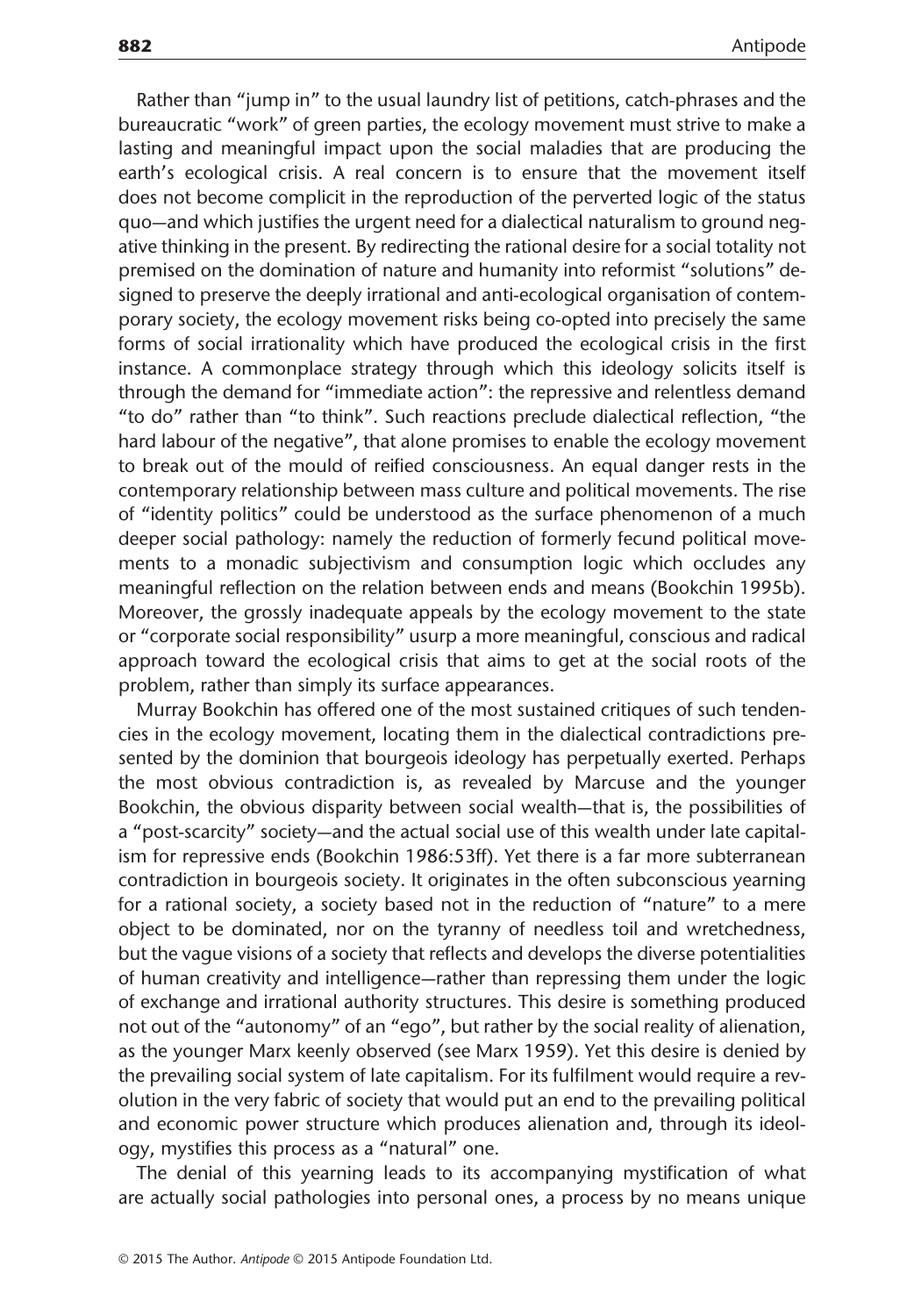Rather than "jump in" to the usual laundry list of petitions, catch-phrases and the bureaucratic "work" of green parties, the ecology movement must strive to make a lasting and meaningful impact upon the social maladies that are producing the earth's ecological crisis. A real concern is to ensure that the movement itself does not become complicit in the reproduction of the perverted logic of the status quo—and which justifies the urgent need for a dialectical naturalism to ground negative thinking in the present. By redirecting the rational desire for a social totality not premised on the domination of nature and humanity into reformist "solutions" designed to preserve the deeply irrational and anti-ecological organisation of contemporary society, the ecology movement risks being co-opted into precisely the same forms of social irrationality which have produced the ecological crisis in the first instance. A commonplace strategy through which this ideology solicits itself is through the demand for "immediate action": the repressive and relentless demand "to do" rather than "to think". Such reactions preclude dialectical reflection, "the hard labour of the negative", that alone promises to enable the ecology movement to break out of the mould of reified consciousness. An equal danger rests in the contemporary relationship between mass culture and political movements. The rise of "identity politics" could be understood as the surface phenomenon of a much deeper social pathology: namely the reduction of formerly fecund political movements to a monadic subjectivism and consumption logic which occludes any meaningful reflection on the relation between ends and means (Bookchin 1995b). Moreover, the grossly inadequate appeals by the ecology movement to the state or "corporate social responsibility" usurp a more meaningful, conscious and radical approach toward the ecological crisis that aims to get at the social roots of the problem, rather than simply its surface appearances.

Murray Bookchin has offered one of the most sustained critiques of such tendencies in the ecology movement, locating them in the dialectical contradictions presented by the dominion that bourgeois ideology has perpetually exerted. Perhaps the most obvious contradiction is, as revealed by Marcuse and the younger Bookchin, the obvious disparity between social wealth—that is, the possibilities of a "post-scarcity" society—and the actual social use of this wealth under late capitalism for repressive ends (Bookchin 1986:53ff). Yet there is a far more subterranean contradiction in bourgeois society. It originates in the often subconscious yearning for a rational society, a society based not in the reduction of "nature" to a mere object to be dominated, nor on the tyranny of needless toil and wretchedness, but the vague visions of a society that reflects and develops the diverse potentialities of human creativity and intelligence—rather than repressing them under the logic of exchange and irrational authority structures. This desire is something produced not out of the "autonomy" of an "ego", but rather by the social reality of alienation, as the younger Marx keenly observed (see Marx 1959). Yet this desire is denied by the prevailing social system of late capitalism. For its fulfilment would require a revolution in the very fabric of society that would put an end to the prevailing political and economic power structure which produces alienation and, through its ideology, mystifies this process as a "natural" one.

The denial of this yearning leads to its accompanying mystification of what are actually social pathologies into personal ones, a process by no means unique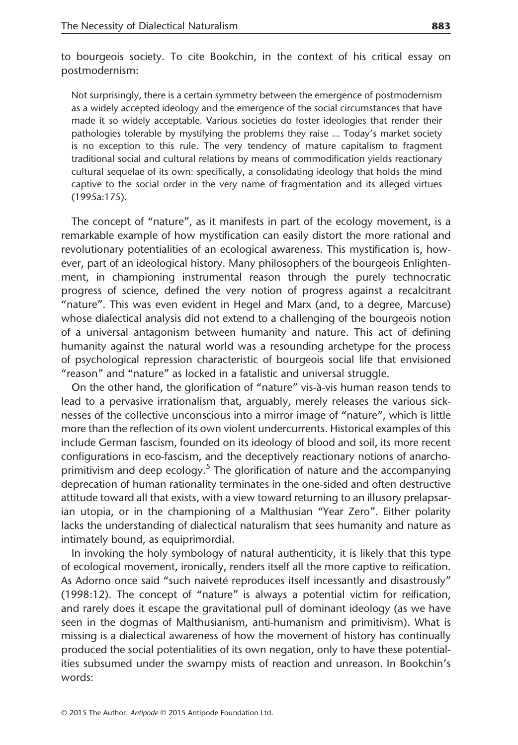to bourgeois society. To cite Bookchin, in the context of his critical essay on postmodernism:

> Not surprisingly, there is a certain symmetry between the emergence of postmodernism as a widely accepted ideology and the emergence of the social circumstances that have made it so widely acceptable. Various societies do foster ideologies that render their pathologies tolerable by mystifying the problems they raise ... Today's market society is no exception to this rule. The very tendency of mature capitalism to fragment traditional social and cultural relations by means of commodification yields reactionary cultural sequelae of its own: specifically, a consolidating ideology that holds the mind captive to the social order in the very name of fragmentation and its alleged virtues (1995a:175).

The concept of "nature", as it manifests in part of the ecology movement, is a remarkable example of how mystification can easily distort the more rational and revolutionary potentialities of an ecological awareness. This mystification is, however, part of an ideological history. Many philosophers of the bourgeois Enlightenment, in championing instrumental reason through the purely technocratic progress of science, defined the very notion of progress against a recalcitrant "nature". This was even evident in Hegel and Marx (and, to a degree, Marcuse) whose dialectical analysis did not extend to a challenging of the bourgeois notion of a universal antagonism between humanity and nature. This act of defining humanity against the natural world was a resounding archetype for the process of psychological repression characteristic of bourgeois social life that envisioned "reason" and "nature" as locked in a fatalistic and universal struggle.

On the other hand, the glorification of "nature" vis-à-vis human reason tends to lead to a pervasive irrationalism that, arguably, merely releases the various sicknesses of the collective unconscious into a mirror image of "nature", which is little more than the reflection of its own violent undercurrents. Historical examples of this include German fascism, founded on its ideology of blood and soil, its more recent configurations in eco-fascism, and the deceptively reactionary notions of anarcho-primitivism and deep ecology.[5] The glorification of nature and the accompanying deprecation of human rationality terminates in the one-sided and often destructive attitude toward all that exists, with a view toward returning to an illusory prelapsarian utopia, or in the championing of a Malthusian "Year Zero". Either polarity lacks the understanding of dialectical naturalism that sees humanity and nature as intimately bound, as equiprimordial.

In invoking the holy symbology of natural authenticity, it is likely that this type of ecological movement, ironically, renders itself all the more captive to reification. As Adorno once said "such naiveté reproduces itself incessantly and disastrously" (1998:12). The concept of "nature" is always a potential victim for reification, and rarely does it escape the gravitational pull of dominant ideology (as we have seen in the dogmas of Malthusianism, anti-humanism and primitivism). What is missing is a dialectical awareness of how the movement of history has continually produced the social potentialities of its own negation, only to have these potentialities subsumed under the swampy mists of reaction and unreason. In Bookchin's words: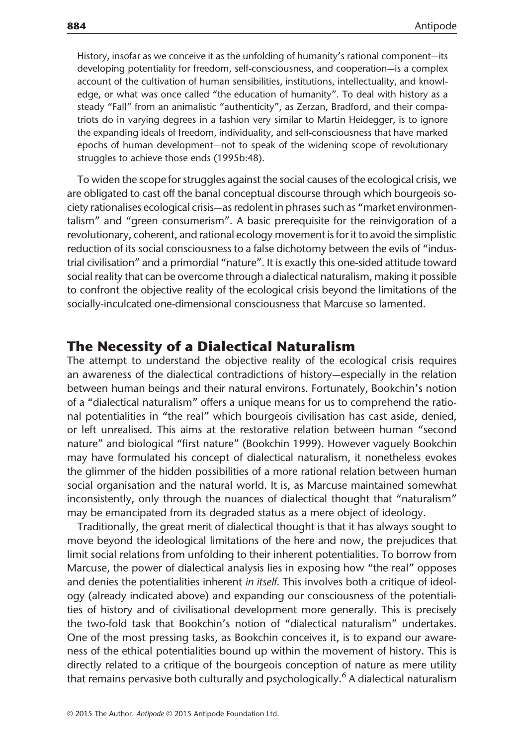> History, insofar as we conceive it as the unfolding of humanity's rational component—its developing potentiality for freedom, self-consciousness, and cooperation—is a complex account of the cultivation of human sensibilities, institutions, intellectuality, and knowledge, or what was once called "the education of humanity". To deal with history as a steady "Fall" from an animalistic "authenticity", as Zerzan, Bradford, and their compatriots do in varying degrees in a fashion very similar to Martin Heidegger, is to ignore the expanding ideals of freedom, individuality, and self-consciousness that have marked epochs of human development—not to speak of the widening scope of revolutionary struggles to achieve those ends (1995b:48).

To widen the scope for struggles against the social causes of the ecological crisis, we are obligated to cast off the banal conceptual discourse through which bourgeois society rationalises ecological crisis—as redolent in phrases such as "market environmentalism" and "green consumerism". A basic prerequisite for the reinvigoration of a revolutionary, coherent, and rational ecology movement is for it to avoid the simplistic reduction of its social consciousness to a false dichotomy between the evils of "industrial civilisation" and a primordial "nature". It is exactly this one-sided attitude toward social reality that can be overcome through a dialectical naturalism, making it possible to confront the objective reality of the ecological crisis beyond the limitations of the socially-inculcated one-dimensional consciousness that Marcuse so lamented.

## The Necessity of a Dialectical Naturalism

The attempt to understand the objective reality of the ecological crisis requires an awareness of the dialectical contradictions of history—especially in the relation between human beings and their natural environs. Fortunately, Bookchin's notion of a "dialectical naturalism" offers a unique means for us to comprehend the rational potentialities in "the real" which bourgeois civilisation has cast aside, denied, or left unrealised. This aims at the restorative relation between human "second nature" and biological "first nature" (Bookchin 1999). However vaguely Bookchin may have formulated his concept of dialectical naturalism, it nonetheless evokes the glimmer of the hidden possibilities of a more rational relation between human social organisation and the natural world. It is, as Marcuse maintained somewhat inconsistently, only through the nuances of dialectical thought that "naturalism" may be emancipated from its degraded status as a mere object of ideology.

Traditionally, the great merit of dialectical thought is that it has always sought to move beyond the ideological limitations of the here and now, the prejudices that limit social relations from unfolding to their inherent potentialities. To borrow from Marcuse, the power of dialectical analysis lies in exposing how "the real" opposes and denies the potentialities inherent *in itself*. This involves both a critique of ideology (already indicated above) and expanding our consciousness of the potentialities of history and of civilisational development more generally. This is precisely the two-fold task that Bookchin's notion of "dialectical naturalism" undertakes. One of the most pressing tasks, as Bookchin conceives it, is to expand our awareness of the ethical potentialities bound up within the movement of history. This is directly related to a critique of the bourgeois conception of nature as mere utility that remains pervasive both culturally and psychologically.[6] A dialectical naturalism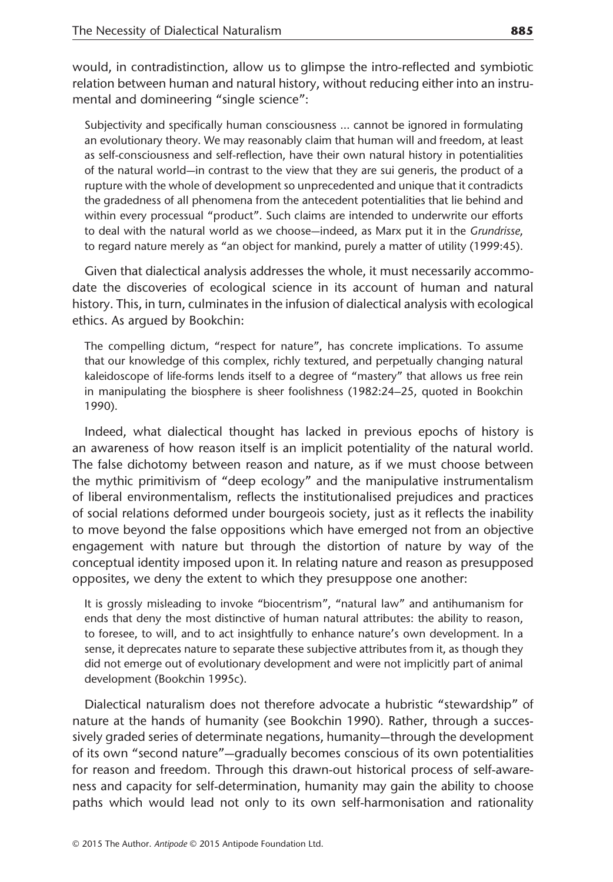would, in contradistinction, allow us to glimpse the intro-reflected and symbiotic relation between human and natural history, without reducing either into an instrumental and domineering "single science":

> Subjectivity and specifically human consciousness ... cannot be ignored in formulating an evolutionary theory. We may reasonably claim that human will and freedom, at least as self-consciousness and self-reflection, have their own natural history in potentialities of the natural world—in contrast to the view that they are sui generis, the product of a rupture with the whole of development so unprecedented and unique that it contradicts the gradedness of all phenomena from the antecedent potentialities that lie behind and within every processual "product". Such claims are intended to underwrite our efforts to deal with the natural world as we choose—indeed, as Marx put it in the *Grundrisse*, to regard nature merely as "an object for mankind, purely a matter of utility (1999:45).

Given that dialectical analysis addresses the whole, it must necessarily accommodate the discoveries of ecological science in its account of human and natural history. This, in turn, culminates in the infusion of dialectical analysis with ecological ethics. As argued by Bookchin:

> The compelling dictum, "respect for nature", has concrete implications. To assume that our knowledge of this complex, richly textured, and perpetually changing natural kaleidoscope of life-forms lends itself to a degree of "mastery" that allows us free rein in manipulating the biosphere is sheer foolishness (1982:24–25, quoted in Bookchin 1990).

Indeed, what dialectical thought has lacked in previous epochs of history is an awareness of how reason itself is an implicit potentiality of the natural world. The false dichotomy between reason and nature, as if we must choose between the mythic primitivism of "deep ecology" and the manipulative instrumentalism of liberal environmentalism, reflects the institutionalised prejudices and practices of social relations deformed under bourgeois society, just as it reflects the inability to move beyond the false oppositions which have emerged not from an objective engagement with nature but through the distortion of nature by way of the conceptual identity imposed upon it. In relating nature and reason as presupposed opposites, we deny the extent to which they presuppose one another:

> It is grossly misleading to invoke "biocentrism", "natural law" and antihumanism for ends that deny the most distinctive of human natural attributes: the ability to reason, to foresee, to will, and to act insightfully to enhance nature's own development. In a sense, it deprecates nature to separate these subjective attributes from it, as though they did not emerge out of evolutionary development and were not implicitly part of animal development (Bookchin 1995c).

Dialectical naturalism does not therefore advocate a hubristic "stewardship" of nature at the hands of humanity (see Bookchin 1990). Rather, through a successively graded series of determinate negations, humanity—through the development of its own "second nature"—gradually becomes conscious of its own potentialities for reason and freedom. Through this drawn-out historical process of self-awareness and capacity for self-determination, humanity may gain the ability to choose paths which would lead not only to its own self-harmonisation and rationality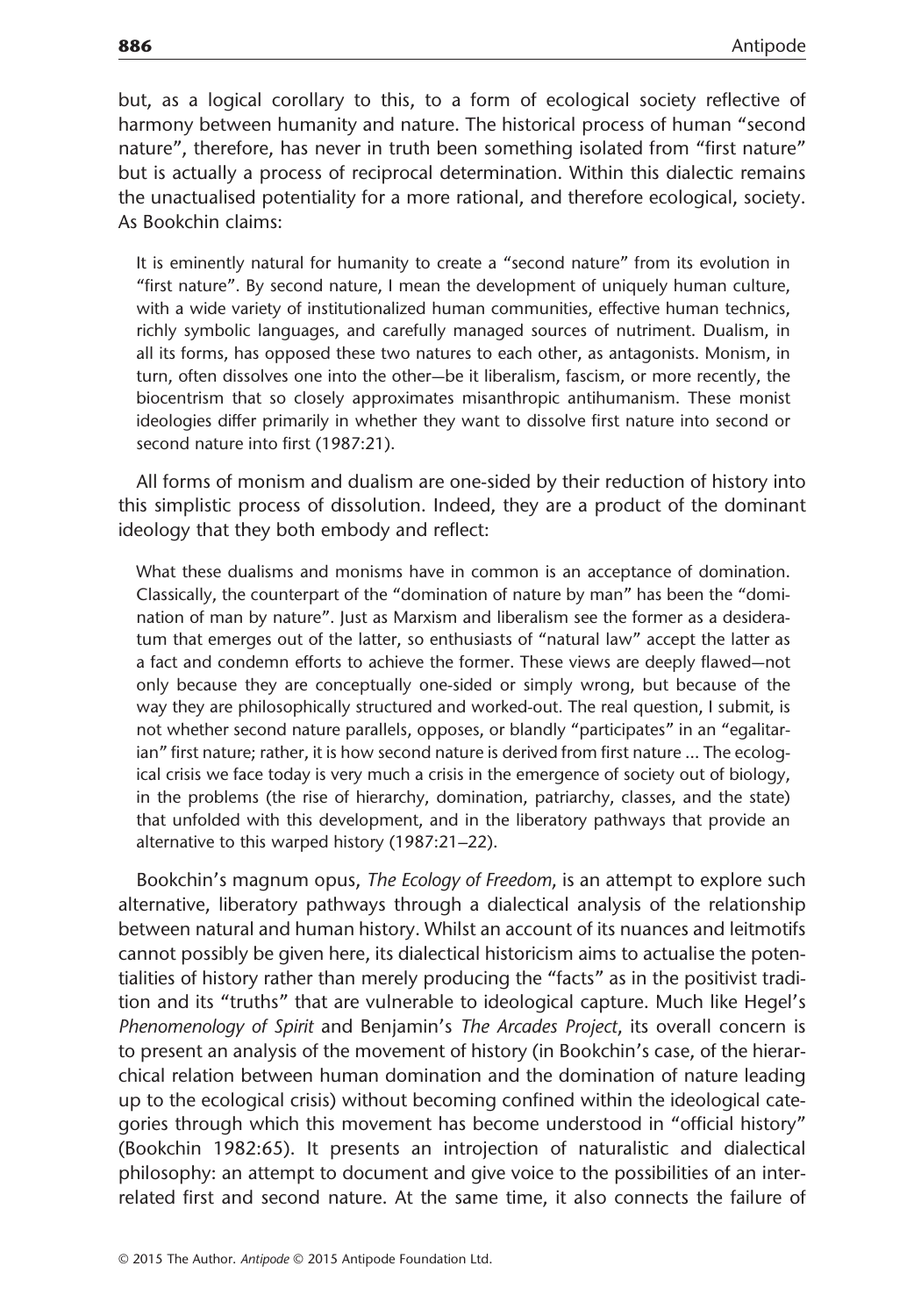but, as a logical corollary to this, to a form of ecological society reflective of harmony between humanity and nature. The historical process of human "second nature", therefore, has never in truth been something isolated from "first nature" but is actually a process of reciprocal determination. Within this dialectic remains the unactualised potentiality for a more rational, and therefore ecological, society. As Bookchin claims:

> It is eminently natural for humanity to create a "second nature" from its evolution in "first nature". By second nature, I mean the development of uniquely human culture, with a wide variety of institutionalized human communities, effective human technics, richly symbolic languages, and carefully managed sources of nutriment. Dualism, in all its forms, has opposed these two natures to each other, as antagonists. Monism, in turn, often dissolves one into the other—be it liberalism, fascism, or more recently, the biocentrism that so closely approximates misanthropic antihumanism. These monist ideologies differ primarily in whether they want to dissolve first nature into second or second nature into first (1987:21).

All forms of monism and dualism are one-sided by their reduction of history into this simplistic process of dissolution. Indeed, they are a product of the dominant ideology that they both embody and reflect:

> What these dualisms and monisms have in common is an acceptance of domination. Classically, the counterpart of the "domination of nature by man" has been the "domination of man by nature". Just as Marxism and liberalism see the former as a desideratum that emerges out of the latter, so enthusiasts of "natural law" accept the latter as a fact and condemn efforts to achieve the former. These views are deeply flawed—not only because they are conceptually one-sided or simply wrong, but because of the way they are philosophically structured and worked-out. The real question, I submit, is not whether second nature parallels, opposes, or blandly "participates" in an "egalitarian" first nature; rather, it is how second nature is derived from first nature ... The ecological crisis we face today is very much a crisis in the emergence of society out of biology, in the problems (the rise of hierarchy, domination, patriarchy, classes, and the state) that unfolded with this development, and in the liberatory pathways that provide an alternative to this warped history (1987:21–22).

Bookchin's magnum opus, *The Ecology of Freedom*, is an attempt to explore such alternative, liberatory pathways through a dialectical analysis of the relationship between natural and human history. Whilst an account of its nuances and leitmotifs cannot possibly be given here, its dialectical historicism aims to actualise the potentialities of history rather than merely producing the "facts" as in the positivist tradition and its "truths" that are vulnerable to ideological capture. Much like Hegel's *Phenomenology of Spirit* and Benjamin's *The Arcades Project*, its overall concern is to present an analysis of the movement of history (in Bookchin's case, of the hierarchical relation between human domination and the domination of nature leading up to the ecological crisis) without becoming confined within the ideological categories through which this movement has become understood in "official history" (Bookchin 1982:65). It presents an introjection of naturalistic and dialectical philosophy: an attempt to document and give voice to the possibilities of an interrelated first and second nature. At the same time, it also connects the failure of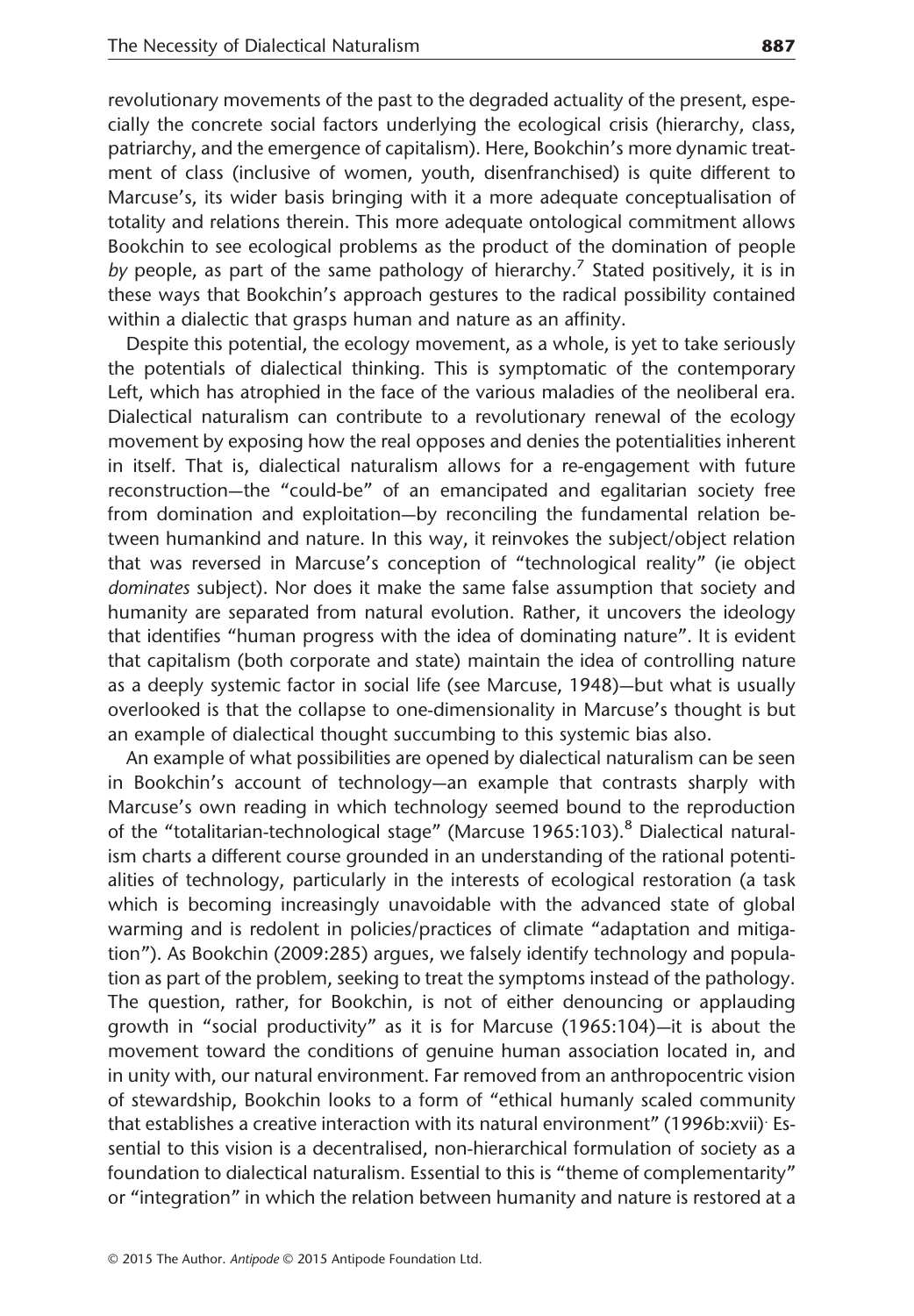revolutionary movements of the past to the degraded actuality of the present, especially the concrete social factors underlying the ecological crisis (hierarchy, class, patriarchy, and the emergence of capitalism). Here, Bookchin's more dynamic treatment of class (inclusive of women, youth, disenfranchised) is quite different to Marcuse's, its wider basis bringing with it a more adequate conceptualisation of totality and relations therein. This more adequate ontological commitment allows Bookchin to see ecological problems as the product of the domination of people *by* people, as part of the same pathology of hierarchy.[7] Stated positively, it is in these ways that Bookchin's approach gestures to the radical possibility contained within a dialectic that grasps human and nature as an affinity.

Despite this potential, the ecology movement, as a whole, is yet to take seriously the potentials of dialectical thinking. This is symptomatic of the contemporary Left, which has atrophied in the face of the various maladies of the neoliberal era. Dialectical naturalism can contribute to a revolutionary renewal of the ecology movement by exposing how the real opposes and denies the potentialities inherent in itself. That is, dialectical naturalism allows for a re-engagement with future reconstruction—the "could-be" of an emancipated and egalitarian society free from domination and exploitation—by reconciling the fundamental relation between humankind and nature. In this way, it reinvokes the subject/object relation that was reversed in Marcuse's conception of "technological reality" (ie object *dominates* subject). Nor does it make the same false assumption that society and humanity are separated from natural evolution. Rather, it uncovers the ideology that identifies "human progress with the idea of dominating nature". It is evident that capitalism (both corporate and state) maintain the idea of controlling nature as a deeply systemic factor in social life (see Marcuse, 1948)—but what is usually overlooked is that the collapse to one-dimensionality in Marcuse's thought is but an example of dialectical thought succumbing to this systemic bias also.

An example of what possibilities are opened by dialectical naturalism can be seen in Bookchin's account of technology—an example that contrasts sharply with Marcuse's own reading in which technology seemed bound to the reproduction of the "totalitarian-technological stage" (Marcuse 1965:103).[8] Dialectical naturalism charts a different course grounded in an understanding of the rational potentialities of technology, particularly in the interests of ecological restoration (a task which is becoming increasingly unavoidable with the advanced state of global warming and is redolent in policies/practices of climate "adaptation and mitigation"). As Bookchin (2009:285) argues, we falsely identify technology and population as part of the problem, seeking to treat the symptoms instead of the pathology. The question, rather, for Bookchin, is not of either denouncing or applauding growth in "social productivity" as it is for Marcuse (1965:104)—it is about the movement toward the conditions of genuine human association located in, and in unity with, our natural environment. Far removed from an anthropocentric vision of stewardship, Bookchin looks to a form of "ethical humanly scaled community that establishes a creative interaction with its natural environment" (1996b:xvii). Essential to this vision is a decentralised, non-hierarchical formulation of society as a foundation to dialectical naturalism. Essential to this is "theme of complementarity" or "integration" in which the relation between humanity and nature is restored at a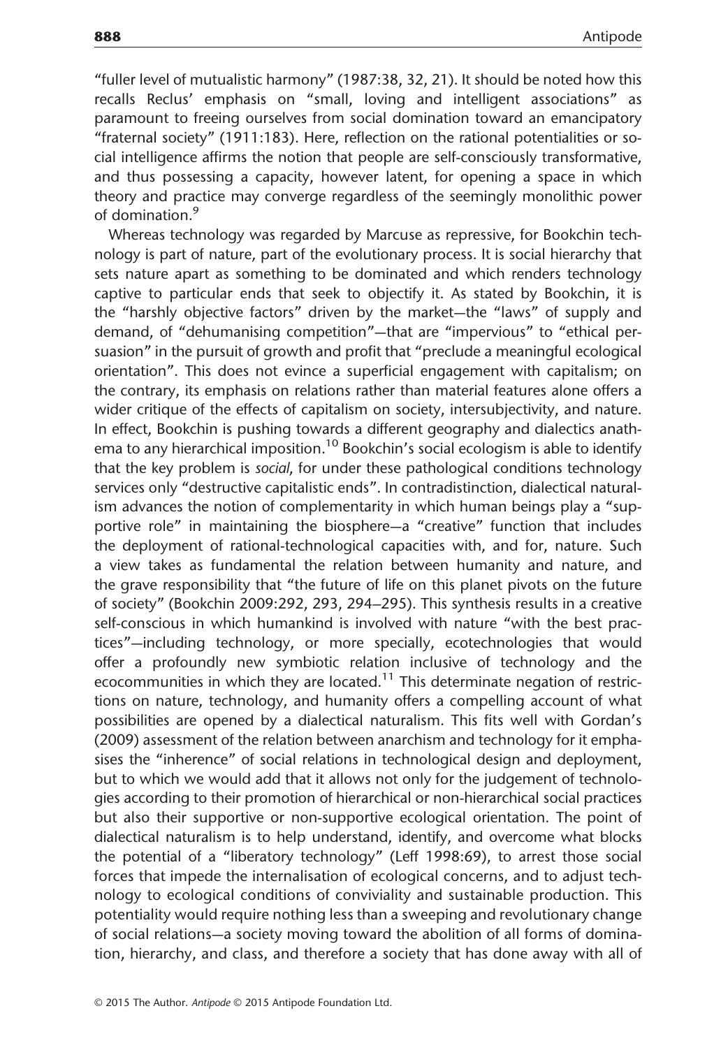"fuller level of mutualistic harmony" (1987:38, 32, 21). It should be noted how this recalls Reclus' emphasis on "small, loving and intelligent associations" as paramount to freeing ourselves from social domination toward an emancipatory "fraternal society" (1911:183). Here, reflection on the rational potentialities or social intelligence affirms the notion that people are self-consciously transformative, and thus possessing a capacity, however latent, for opening a space in which theory and practice may converge regardless of the seemingly monolithic power of domination.[9]

Whereas technology was regarded by Marcuse as repressive, for Bookchin technology is part of nature, part of the evolutionary process. It is social hierarchy that sets nature apart as something to be dominated and which renders technology captive to particular ends that seek to objectify it. As stated by Bookchin, it is the "harshly objective factors" driven by the market—the "laws" of supply and demand, of "dehumanising competition"—that are "impervious" to "ethical persuasion" in the pursuit of growth and profit that "preclude a meaningful ecological orientation". This does not evince a superficial engagement with capitalism; on the contrary, its emphasis on relations rather than material features alone offers a wider critique of the effects of capitalism on society, intersubjectivity, and nature. In effect, Bookchin is pushing towards a different geography and dialectics anathema to any hierarchical imposition.[10] Bookchin's social ecologism is able to identify that the key problem is *social*, for under these pathological conditions technology services only "destructive capitalistic ends". In contradistinction, dialectical naturalism advances the notion of complementarity in which human beings play a "supportive role" in maintaining the biosphere—a "creative" function that includes the deployment of rational-technological capacities with, and for, nature. Such a view takes as fundamental the relation between humanity and nature, and the grave responsibility that "the future of life on this planet pivots on the future of society" (Bookchin 2009:292, 293, 294–295). This synthesis results in a creative self-conscious in which humankind is involved with nature "with the best practices"—including technology, or more specially, ecotechnologies that would offer a profoundly new symbiotic relation inclusive of technology and the ecocommunities in which they are located.[11] This determinate negation of restrictions on nature, technology, and humanity offers a compelling account of what possibilities are opened by a dialectical naturalism. This fits well with Gordan's (2009) assessment of the relation between anarchism and technology for it emphasises the "inherence" of social relations in technological design and deployment, but to which we would add that it allows not only for the judgement of technologies according to their promotion of hierarchical or non-hierarchical social practices but also their supportive or non-supportive ecological orientation. The point of dialectical naturalism is to help understand, identify, and overcome what blocks the potential of a "liberatory technology" (Leff 1998:69), to arrest those social forces that impede the internalisation of ecological concerns, and to adjust technology to ecological conditions of conviviality and sustainable production. This potentiality would require nothing less than a sweeping and revolutionary change of social relations—a society moving toward the abolition of all forms of domination, hierarchy, and class, and therefore a society that has done away with all of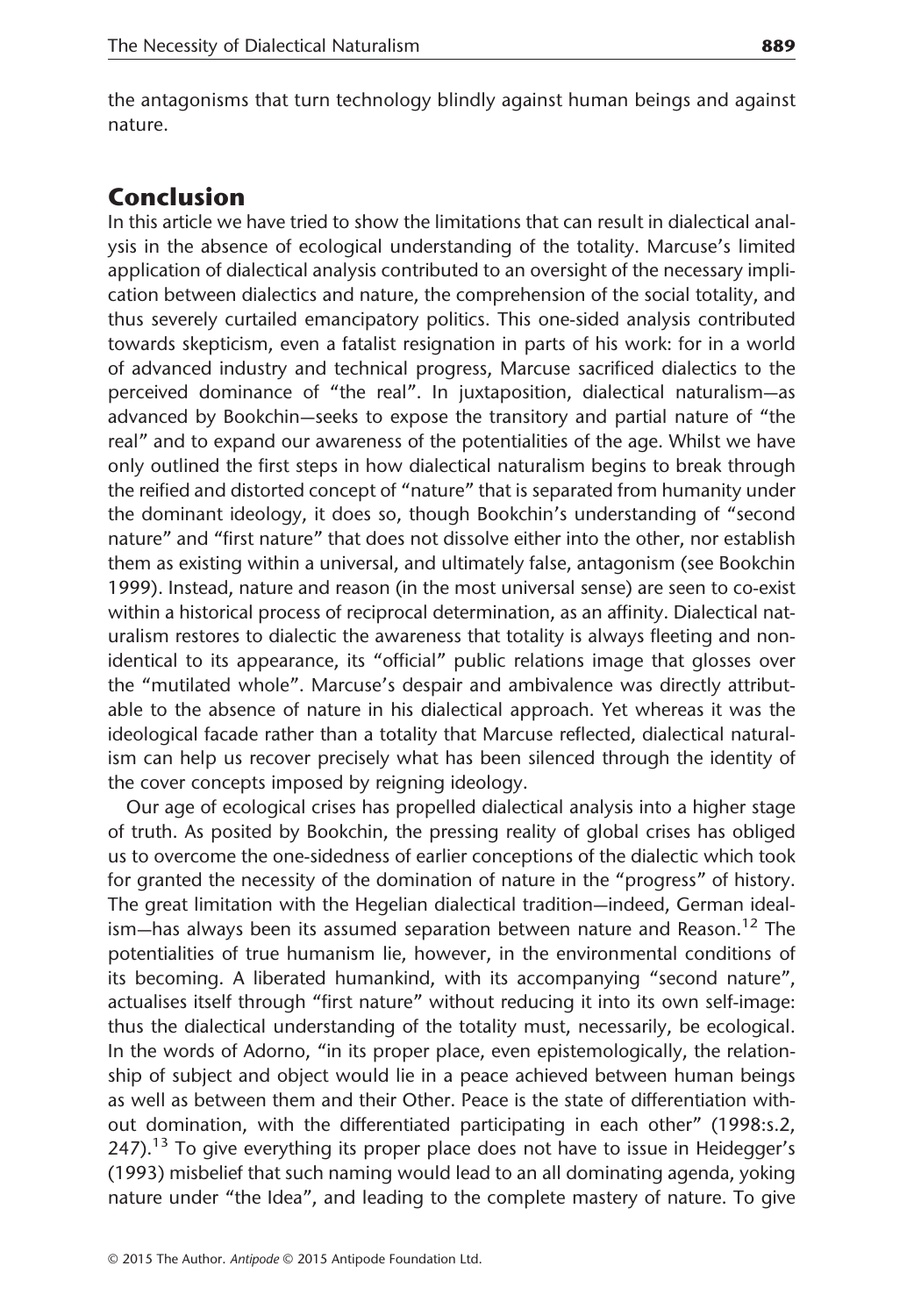the antagonisms that turn technology blindly against human beings and against nature.

## Conclusion

In this article we have tried to show the limitations that can result in dialectical analysis in the absence of ecological understanding of the totality. Marcuse's limited application of dialectical analysis contributed to an oversight of the necessary implication between dialectics and nature, the comprehension of the social totality, and thus severely curtailed emancipatory politics. This one-sided analysis contributed towards skepticism, even a fatalist resignation in parts of his work: for in a world of advanced industry and technical progress, Marcuse sacrificed dialectics to the perceived dominance of "the real". In juxtaposition, dialectical naturalism—as advanced by Bookchin—seeks to expose the transitory and partial nature of "the real" and to expand our awareness of the potentialities of the age. Whilst we have only outlined the first steps in how dialectical naturalism begins to break through the reified and distorted concept of "nature" that is separated from humanity under the dominant ideology, it does so, though Bookchin's understanding of "second nature" and "first nature" that does not dissolve either into the other, nor establish them as existing within a universal, and ultimately false, antagonism (see Bookchin 1999). Instead, nature and reason (in the most universal sense) are seen to co-exist within a historical process of reciprocal determination, as an affinity. Dialectical naturalism restores to dialectic the awareness that totality is always fleeting and non-identical to its appearance, its "official" public relations image that glosses over the "mutilated whole". Marcuse's despair and ambivalence was directly attributable to the absence of nature in his dialectical approach. Yet whereas it was the ideological facade rather than a totality that Marcuse reflected, dialectical naturalism can help us recover precisely what has been silenced through the identity of the cover concepts imposed by reigning ideology.

Our age of ecological crises has propelled dialectical analysis into a higher stage of truth. As posited by Bookchin, the pressing reality of global crises has obliged us to overcome the one-sidedness of earlier conceptions of the dialectic which took for granted the necessity of the domination of nature in the "progress" of history. The great limitation with the Hegelian dialectical tradition—indeed, German idealism—has always been its assumed separation between nature and Reason.[12] The potentialities of true humanism lie, however, in the environmental conditions of its becoming. A liberated humankind, with its accompanying "second nature", actualises itself through "first nature" without reducing it into its own self-image: thus the dialectical understanding of the totality must, necessarily, be ecological. In the words of Adorno, "in its proper place, even epistemologically, the relationship of subject and object would lie in a peace achieved between human beings as well as between them and their Other. Peace is the state of differentiation without domination, with the differentiated participating in each other" (1998:s.2, 247).[13] To give everything its proper place does not have to issue in Heidegger's (1993) misbelief that such naming would lead to an all dominating agenda, yoking nature under "the Idea", and leading to the complete mastery of nature. To give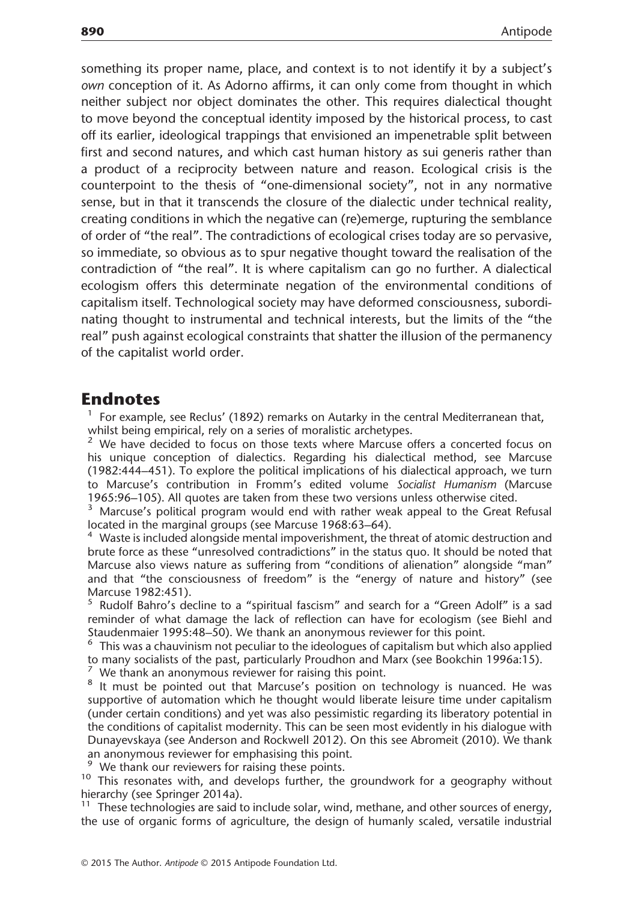something its proper name, place, and context is to not identify it by a subject's *own* conception of it. As Adorno affirms, it can only come from thought in which neither subject nor object dominates the other. This requires dialectical thought to move beyond the conceptual identity imposed by the historical process, to cast off its earlier, ideological trappings that envisioned an impenetrable split between first and second natures, and which cast human history as sui generis rather than a product of a reciprocity between nature and reason. Ecological crisis is the counterpoint to the thesis of "one-dimensional society", not in any normative sense, but in that it transcends the closure of the dialectic under technical reality, creating conditions in which the negative can (re)emerge, rupturing the semblance of order of "the real". The contradictions of ecological crises today are so pervasive, so immediate, so obvious as to spur negative thought toward the realisation of the contradiction of "the real". It is where capitalism can go no further. A dialectical ecologism offers this determinate negation of the environmental conditions of capitalism itself. Technological society may have deformed consciousness, subordinating thought to instrumental and technical interests, but the limits of the "the real" push against ecological constraints that shatter the illusion of the permanency of the capitalist world order.

## Endnotes

[1] For example, see Reclus' (1892) remarks on Autarky in the central Mediterranean that, whilst being empirical, rely on a series of moralistic archetypes.

[2] We have decided to focus on those texts where Marcuse offers a concerted focus on his unique conception of dialectics. Regarding his dialectical method, see Marcuse (1982:444–451). To explore the political implications of his dialectical approach, we turn to Marcuse's contribution in Fromm's edited volume *Socialist Humanism* (Marcuse 1965:96–105). All quotes are taken from these two versions unless otherwise cited.

[3] Marcuse's political program would end with rather weak appeal to the Great Refusal located in the marginal groups (see Marcuse 1968:63–64).

[4] Waste is included alongside mental impoverishment, the threat of atomic destruction and brute force as these "unresolved contradictions" in the status quo. It should be noted that Marcuse also views nature as suffering from "conditions of alienation" alongside "man" and that "the consciousness of freedom" is the "energy of nature and history" (see Marcuse 1982:451).

[5] Rudolf Bahro's decline to a "spiritual fascism" and search for a "Green Adolf" is a sad reminder of what damage the lack of reflection can have for ecologism (see Biehl and Staudenmaier 1995:48–50). We thank an anonymous reviewer for this point.

[6] This was a chauvinism not peculiar to the ideologues of capitalism but which also applied to many socialists of the past, particularly Proudhon and Marx (see Bookchin 1996a:15).

[7] We thank an anonymous reviewer for raising this point.

[8] It must be pointed out that Marcuse's position on technology is nuanced. He was supportive of automation which he thought would liberate leisure time under capitalism (under certain conditions) and yet was also pessimistic regarding its liberatory potential in the conditions of capitalist modernity. This can be seen most evidently in his dialogue with Dunayevskaya (see Anderson and Rockwell 2012). On this see Abromeit (2010). We thank an anonymous reviewer for emphasising this point.

[9] We thank our reviewers for raising these points.

[10] This resonates with, and develops further, the groundwork for a geography without hierarchy (see Springer 2014a).

[11] These technologies are said to include solar, wind, methane, and other sources of energy, the use of organic forms of agriculture, the design of humanly scaled, versatile industrial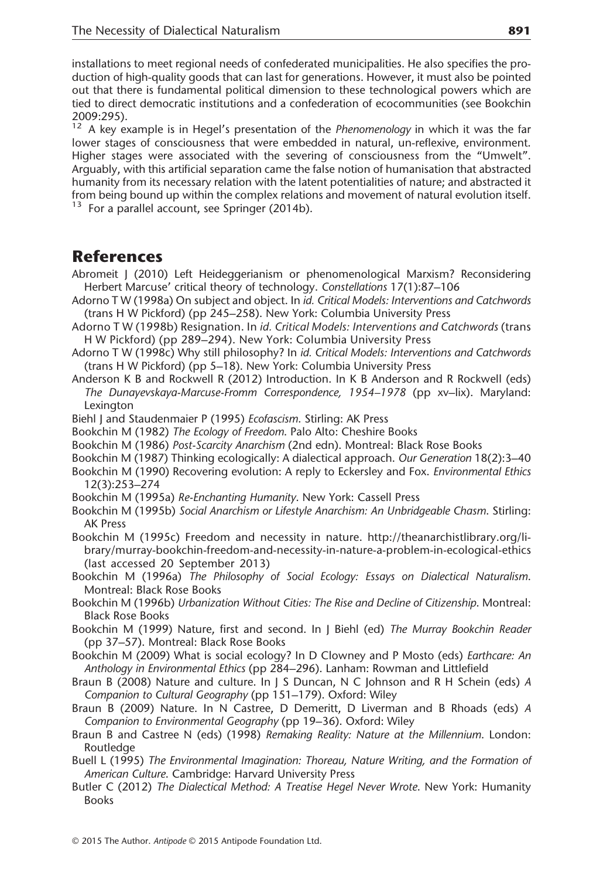installations to meet regional needs of confederated municipalities. He also specifies the production of high-quality goods that can last for generations. However, it must also be pointed out that there is fundamental political dimension to these technological powers which are tied to direct democratic institutions and a confederation of ecocommunities (see Bookchin 2009:295).

[12] A key example is in Hegel's presentation of the *Phenomenology* in which it was the far lower stages of consciousness that were embedded in natural, un-reflexive, environment. Higher stages were associated with the severing of consciousness from the "Umwelt". Arguably, with this artificial separation came the false notion of humanisation that abstracted humanity from its necessary relation with the latent potentialities of nature; and abstracted it from being bound up within the complex relations and movement of natural evolution itself.

[13] For a parallel account, see Springer (2014b).

## References

Abromeit J (2010) Left Heideggerianism or phenomenological Marxism? Reconsidering Herbert Marcuse' critical theory of technology. *Constellations* 17(1):87–106

Adorno T W (1998a) On subject and object. In *id. Critical Models: Interventions and Catchwords* (trans H W Pickford) (pp 245–258). New York: Columbia University Press

Adorno T W (1998b) Resignation. In *id. Critical Models: Interventions and Catchwords* (trans H W Pickford) (pp 289–294). New York: Columbia University Press

Adorno T W (1998c) Why still philosophy? In *id. Critical Models: Interventions and Catchwords* (trans H W Pickford) (pp 5–18). New York: Columbia University Press

Anderson K B and Rockwell R (2012) Introduction. In K B Anderson and R Rockwell (eds) *The Dunayevskaya-Marcuse-Fromm Correspondence, 1954–1978* (pp xv–lix). Maryland: Lexington

Biehl J and Staudenmaier P (1995) *Ecofascism*. Stirling: AK Press

Bookchin M (1982) *The Ecology of Freedom*. Palo Alto: Cheshire Books

Bookchin M (1986) *Post-Scarcity Anarchism* (2nd edn). Montreal: Black Rose Books

Bookchin M (1987) Thinking ecologically: A dialectical approach. *Our Generation* 18(2):3–40

Bookchin M (1990) Recovering evolution: A reply to Eckersley and Fox. *Environmental Ethics* 12(3):253–274

Bookchin M (1995a) *Re-Enchanting Humanity*. New York: Cassell Press

Bookchin M (1995b) *Social Anarchism or Lifestyle Anarchism: An Unbridgeable Chasm*. Stirling: AK Press

Bookchin M (1995c) Freedom and necessity in nature. http://theanarchistlibrary.org/library/murray-bookchin-freedom-and-necessity-in-nature-a-problem-in-ecological-ethics (last accessed 20 September 2013)

Bookchin M (1996a) *The Philosophy of Social Ecology: Essays on Dialectical Naturalism*. Montreal: Black Rose Books

Bookchin M (1996b) *Urbanization Without Cities: The Rise and Decline of Citizenship*. Montreal: Black Rose Books

Bookchin M (1999) Nature, first and second. In J Biehl (ed) *The Murray Bookchin Reader* (pp 37–57). Montreal: Black Rose Books

Bookchin M (2009) What is social ecology? In D Clowney and P Mosto (eds) *Earthcare: An Anthology in Environmental Ethics* (pp 284–296). Lanham: Rowman and Littlefield

Braun B (2008) Nature and culture. In J S Duncan, N C Johnson and R H Schein (eds) *A Companion to Cultural Geography* (pp 151–179). Oxford: Wiley

Braun B (2009) Nature. In N Castree, D Demeritt, D Liverman and B Rhoads (eds) *A Companion to Environmental Geography* (pp 19–36). Oxford: Wiley

Braun B and Castree N (eds) (1998) *Remaking Reality: Nature at the Millennium*. London: Routledge

Buell L (1995) *The Environmental Imagination: Thoreau, Nature Writing, and the Formation of American Culture*. Cambridge: Harvard University Press

Butler C (2012) *The Dialectical Method: A Treatise Hegel Never Wrote*. New York: Humanity Books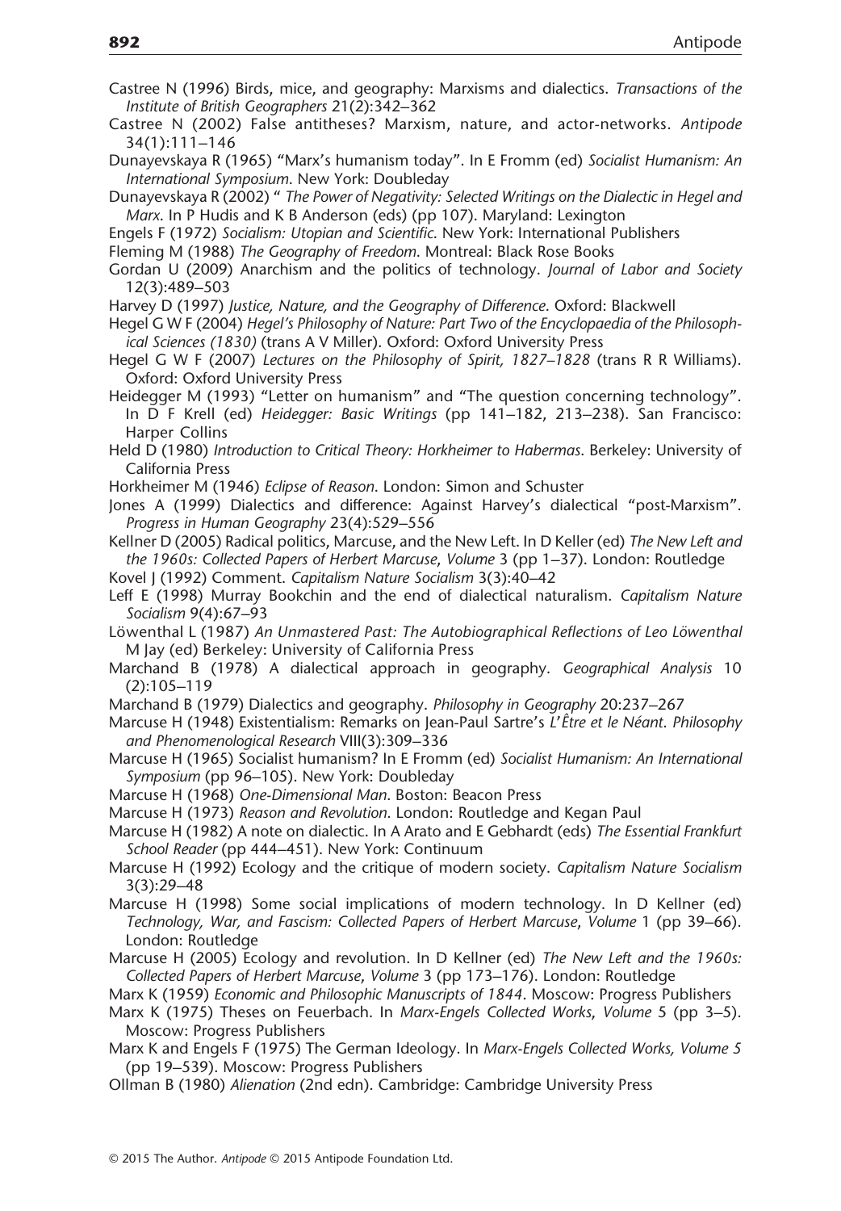Castree N (1996) Birds, mice, and geography: Marxisms and dialectics. *Transactions of the Institute of British Geographers* 21(2):342–362

Castree N (2002) False antitheses? Marxism, nature, and actor-networks. *Antipode* 34(1):111–146

Dunayevskaya R (1965) "Marx's humanism today". In E Fromm (ed) *Socialist Humanism: An International Symposium*. New York: Doubleday

Dunayevskaya R (2002) " *The Power of Negativity: Selected Writings on the Dialectic in Hegel and Marx*. In P Hudis and K B Anderson (eds) (pp 107). Maryland: Lexington

Engels F (1972) *Socialism: Utopian and Scientific*. New York: International Publishers

Fleming M (1988) *The Geography of Freedom*. Montreal: Black Rose Books

Gordan U (2009) Anarchism and the politics of technology. *Journal of Labor and Society* 12(3):489–503

Harvey D (1997) *Justice, Nature, and the Geography of Difference*. Oxford: Blackwell

Hegel G W F (2004) *Hegel's Philosophy of Nature: Part Two of the Encyclopaedia of the Philosophical Sciences (1830)* (trans A V Miller). Oxford: Oxford University Press

Hegel G W F (2007) *Lectures on the Philosophy of Spirit, 1827–1828* (trans R R Williams). Oxford: Oxford University Press

Heidegger M (1993) "Letter on humanism" and "The question concerning technology". In D F Krell (ed) *Heidegger: Basic Writings* (pp 141–182, 213–238). San Francisco: Harper Collins

Held D (1980) *Introduction to Critical Theory: Horkheimer to Habermas*. Berkeley: University of California Press

Horkheimer M (1946) *Eclipse of Reason*. London: Simon and Schuster

Jones A (1999) Dialectics and difference: Against Harvey's dialectical "post-Marxism". *Progress in Human Geography* 23(4):529–556

Kellner D (2005) Radical politics, Marcuse, and the New Left. In D Keller (ed) *The New Left and the 1960s: Collected Papers of Herbert Marcuse, Volume* 3 (pp 1–37). London: Routledge

Kovel J (1992) Comment. *Capitalism Nature Socialism* 3(3):40–42

Leff E (1998) Murray Bookchin and the end of dialectical naturalism. *Capitalism Nature Socialism* 9(4):67–93

Löwenthal L (1987) *An Unmastered Past: The Autobiographical Reflections of Leo Löwenthal* M Jay (ed) Berkeley: University of California Press

Marchand B (1978) A dialectical approach in geography. *Geographical Analysis* 10 (2):105–119

Marchand B (1979) Dialectics and geography. *Philosophy in Geography* 20:237–267

Marcuse H (1948) Existentialism: Remarks on Jean-Paul Sartre's *L'Être et le Néant*. *Philosophy and Phenomenological Research* VIII(3):309–336

Marcuse H (1965) Socialist humanism? In E Fromm (ed) *Socialist Humanism: An International Symposium* (pp 96–105). New York: Doubleday

Marcuse H (1968) *One-Dimensional Man*. Boston: Beacon Press

Marcuse H (1973) *Reason and Revolution*. London: Routledge and Kegan Paul

Marcuse H (1982) A note on dialectic. In A Arato and E Gebhardt (eds) *The Essential Frankfurt School Reader* (pp 444–451). New York: Continuum

Marcuse H (1992) Ecology and the critique of modern society. *Capitalism Nature Socialism* 3(3):29–48

Marcuse H (1998) Some social implications of modern technology. In D Kellner (ed) *Technology, War, and Fascism: Collected Papers of Herbert Marcuse, Volume* 1 (pp 39–66). London: Routledge

Marcuse H (2005) Ecology and revolution. In D Kellner (ed) *The New Left and the 1960s: Collected Papers of Herbert Marcuse, Volume* 3 (pp 173–176). London: Routledge

Marx K (1959) *Economic and Philosophic Manuscripts of 1844*. Moscow: Progress Publishers

Marx K (1975) Theses on Feuerbach. In *Marx-Engels Collected Works, Volume* 5 (pp 3–5). Moscow: Progress Publishers

Marx K and Engels F (1975) The German Ideology. In *Marx-Engels Collected Works, Volume 5* (pp 19–539). Moscow: Progress Publishers

Ollman B (1980) *Alienation* (2nd edn). Cambridge: Cambridge University Press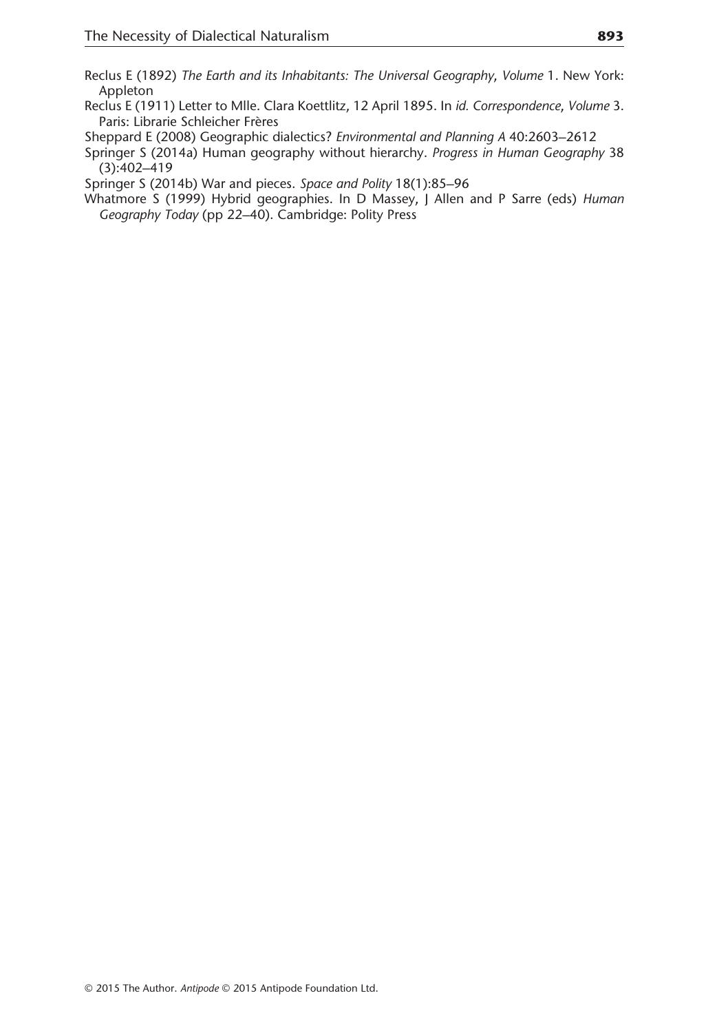Reclus E (1892) *The Earth and its Inhabitants: The Universal Geography*, *Volume* 1. New York: Appleton

Reclus E (1911) Letter to Mlle. Clara Koettlitz, 12 April 1895. In *id. Correspondence*, *Volume* 3. Paris: Librarie Schleicher Frères

Sheppard E (2008) Geographic dialectics? *Environmental and Planning A* 40:2603–2612

Springer S (2014a) Human geography without hierarchy. *Progress in Human Geography* 38 (3):402–419

Springer S (2014b) War and pieces. *Space and Polity* 18(1):85–96

Whatmore S (1999) Hybrid geographies. In D Massey, J Allen and P Sarre (eds) *Human Geography Today* (pp 22–40). Cambridge: Polity Press

© 2015 The Author. *Antipode* © 2015 Antipode Foundation Ltd.